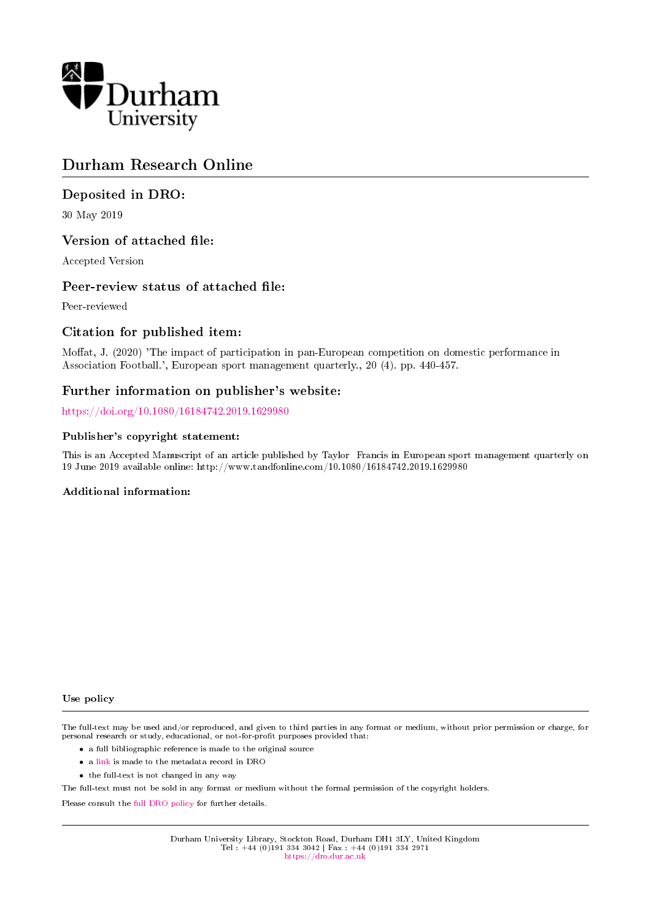Durham University

# Durham Research Online

## Deposited in DRO:

30 May 2019

## Version of attached file:

Accepted Version

## Peer-review status of attached file:

Peer-reviewed

## Citation for published item:

Moffat, J. (2020) 'The impact of participation in pan-European competition on domestic performance in Association Football.', European sport management quarterly., 20 (4). pp. 440-457.

## Further information on publisher's website:

https://doi.org/10.1080/16184742.2019.1629980

### Publisher's copyright statement:

This is an Accepted Manuscript of an article published by Taylor Francis in European sport management quarterly on 19 June 2019 available online: http://www.tandfonline.com/10.1080/16184742.2019.1629980

### Additional information:

### Use policy

The full-text may be used and/or reproduced, and given to third parties in any format or medium, without prior permission or charge, for personal research or study, educational, or not-for-profit purposes provided that:

- a full bibliographic reference is made to the original source
- a link is made to the metadata record in DRO
- the full-text is not changed in any way

The full-text must not be sold in any format or medium without the formal permission of the copyright holders.

Please consult the full DRO policy for further details.

Durham University Library, Stockton Road, Durham DH1 3LY, United Kingdom
Tel : +44 (0)191 334 3042 | Fax : +44 (0)191 334 2971
https://dro.dur.ac.uk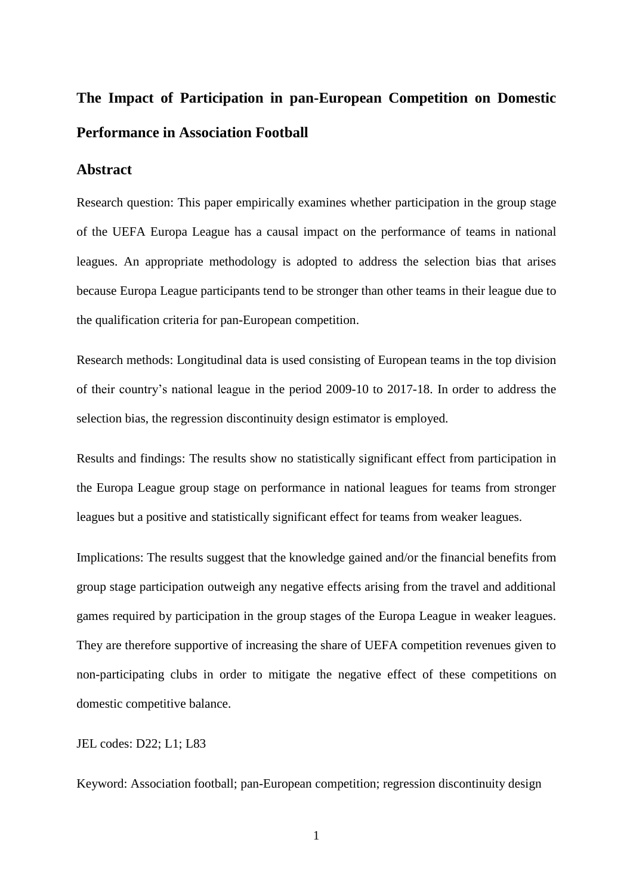# The Impact of Participation in pan-European Competition on Domestic Performance in Association Football

## Abstract

Research question: This paper empirically examines whether participation in the group stage of the UEFA Europa League has a causal impact on the performance of teams in national leagues. An appropriate methodology is adopted to address the selection bias that arises because Europa League participants tend to be stronger than other teams in their league due to the qualification criteria for pan-European competition.

Research methods: Longitudinal data is used consisting of European teams in the top division of their country's national league in the period 2009-10 to 2017-18. In order to address the selection bias, the regression discontinuity design estimator is employed.

Results and findings: The results show no statistically significant effect from participation in the Europa League group stage on performance in national leagues for teams from stronger leagues but a positive and statistically significant effect for teams from weaker leagues.

Implications: The results suggest that the knowledge gained and/or the financial benefits from group stage participation outweigh any negative effects arising from the travel and additional games required by participation in the group stages of the Europa League in weaker leagues. They are therefore supportive of increasing the share of UEFA competition revenues given to non-participating clubs in order to mitigate the negative effect of these competitions on domestic competitive balance.

JEL codes: D22; L1; L83

Keyword: Association football; pan-European competition; regression discontinuity design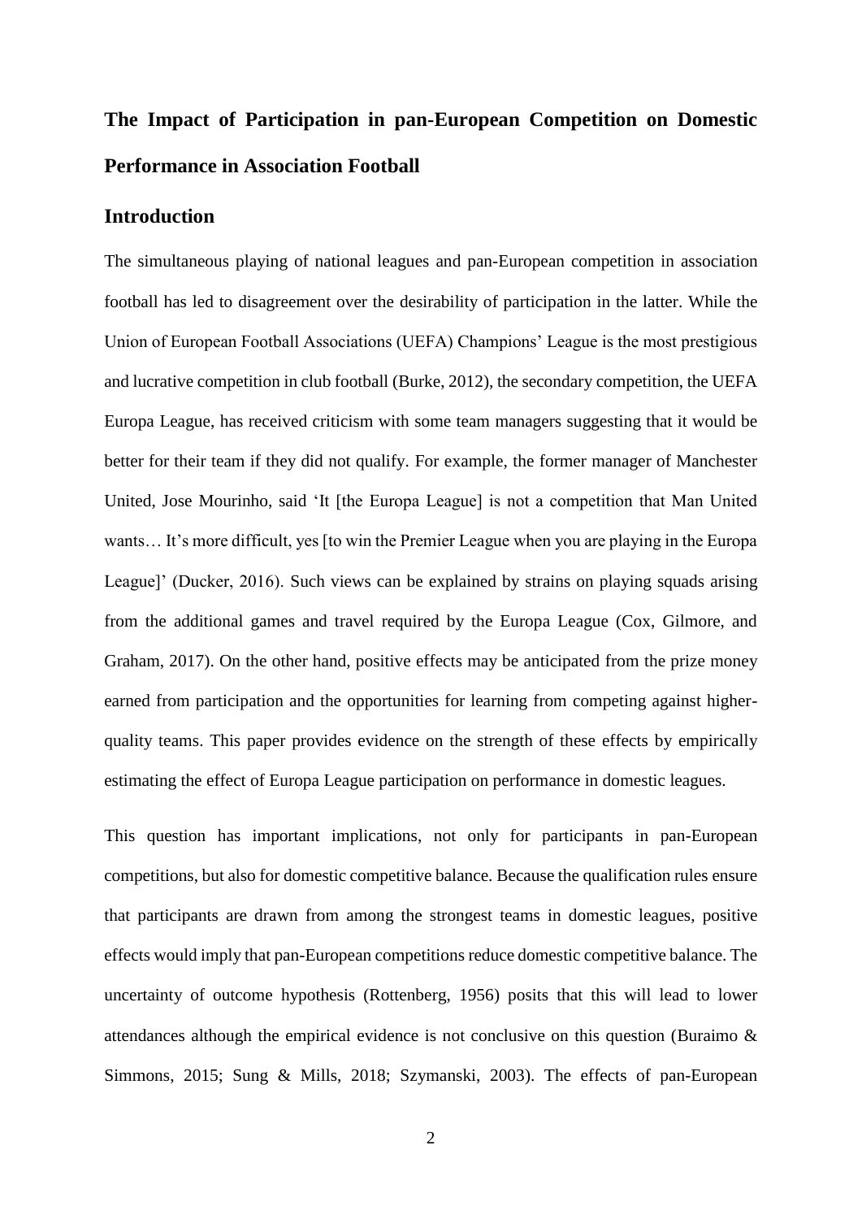# The Impact of Participation in pan-European Competition on Domestic Performance in Association Football

## Introduction

The simultaneous playing of national leagues and pan-European competition in association football has led to disagreement over the desirability of participation in the latter. While the Union of European Football Associations (UEFA) Champions' League is the most prestigious and lucrative competition in club football (Burke, 2012), the secondary competition, the UEFA Europa League, has received criticism with some team managers suggesting that it would be better for their team if they did not qualify. For example, the former manager of Manchester United, Jose Mourinho, said 'It [the Europa League] is not a competition that Man United wants… It's more difficult, yes [to win the Premier League when you are playing in the Europa League]' (Ducker, 2016). Such views can be explained by strains on playing squads arising from the additional games and travel required by the Europa League (Cox, Gilmore, and Graham, 2017). On the other hand, positive effects may be anticipated from the prize money earned from participation and the opportunities for learning from competing against higher-quality teams. This paper provides evidence on the strength of these effects by empirically estimating the effect of Europa League participation on performance in domestic leagues.

This question has important implications, not only for participants in pan-European competitions, but also for domestic competitive balance. Because the qualification rules ensure that participants are drawn from among the strongest teams in domestic leagues, positive effects would imply that pan-European competitions reduce domestic competitive balance. The uncertainty of outcome hypothesis (Rottenberg, 1956) posits that this will lead to lower attendances although the empirical evidence is not conclusive on this question (Buraimo & Simmons, 2015; Sung & Mills, 2018; Szymanski, 2003). The effects of pan-European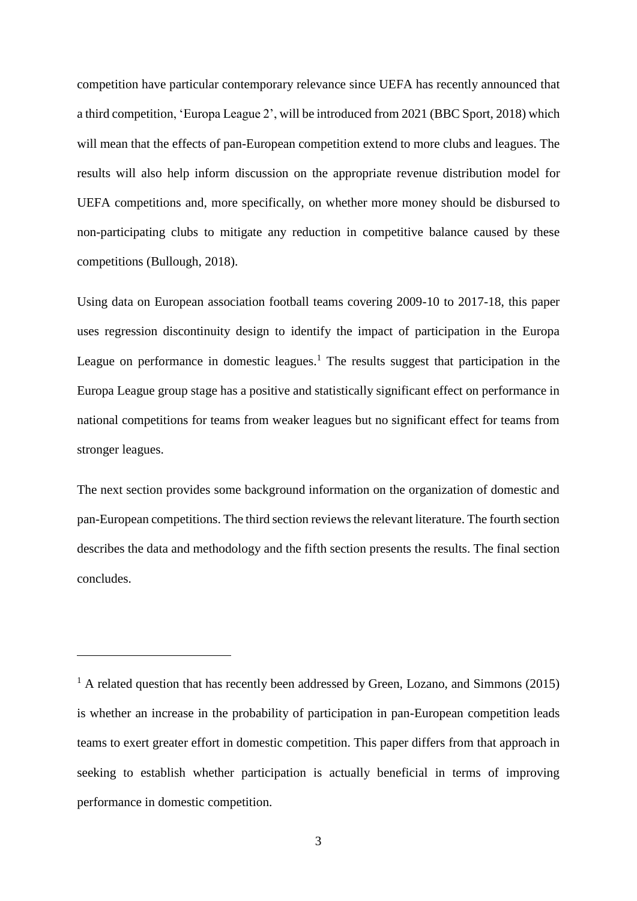competition have particular contemporary relevance since UEFA has recently announced that a third competition, 'Europa League 2', will be introduced from 2021 (BBC Sport, 2018) which will mean that the effects of pan-European competition extend to more clubs and leagues. The results will also help inform discussion on the appropriate revenue distribution model for UEFA competitions and, more specifically, on whether more money should be disbursed to non-participating clubs to mitigate any reduction in competitive balance caused by these competitions (Bullough, 2018).

Using data on European association football teams covering 2009-10 to 2017-18, this paper uses regression discontinuity design to identify the impact of participation in the Europa League on performance in domestic leagues.[1] The results suggest that participation in the Europa League group stage has a positive and statistically significant effect on performance in national competitions for teams from weaker leagues but no significant effect for teams from stronger leagues.

The next section provides some background information on the organization of domestic and pan-European competitions. The third section reviews the relevant literature. The fourth section describes the data and methodology and the fifth section presents the results. The final section concludes.

---

[1] A related question that has recently been addressed by Green, Lozano, and Simmons (2015) is whether an increase in the probability of participation in pan-European competition leads teams to exert greater effort in domestic competition. This paper differs from that approach in seeking to establish whether participation is actually beneficial in terms of improving performance in domestic competition.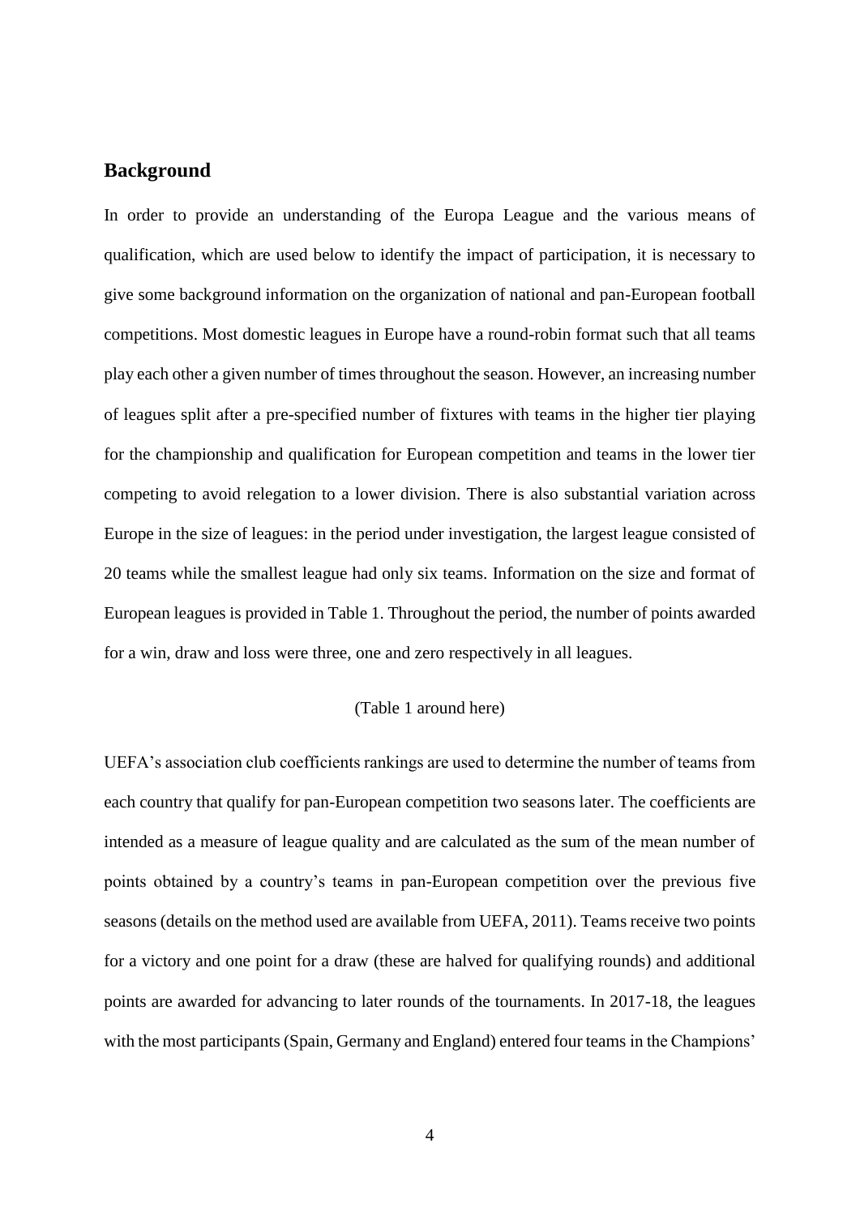## Background

In order to provide an understanding of the Europa League and the various means of qualification, which are used below to identify the impact of participation, it is necessary to give some background information on the organization of national and pan-European football competitions. Most domestic leagues in Europe have a round-robin format such that all teams play each other a given number of times throughout the season. However, an increasing number of leagues split after a pre-specified number of fixtures with teams in the higher tier playing for the championship and qualification for European competition and teams in the lower tier competing to avoid relegation to a lower division. There is also substantial variation across Europe in the size of leagues: in the period under investigation, the largest league consisted of 20 teams while the smallest league had only six teams. Information on the size and format of European leagues is provided in Table 1. Throughout the period, the number of points awarded for a win, draw and loss were three, one and zero respectively in all leagues.

(Table 1 around here)

UEFA's association club coefficients rankings are used to determine the number of teams from each country that qualify for pan-European competition two seasons later. The coefficients are intended as a measure of league quality and are calculated as the sum of the mean number of points obtained by a country's teams in pan-European competition over the previous five seasons (details on the method used are available from UEFA, 2011). Teams receive two points for a victory and one point for a draw (these are halved for qualifying rounds) and additional points are awarded for advancing to later rounds of the tournaments. In 2017-18, the leagues with the most participants (Spain, Germany and England) entered four teams in the Champions'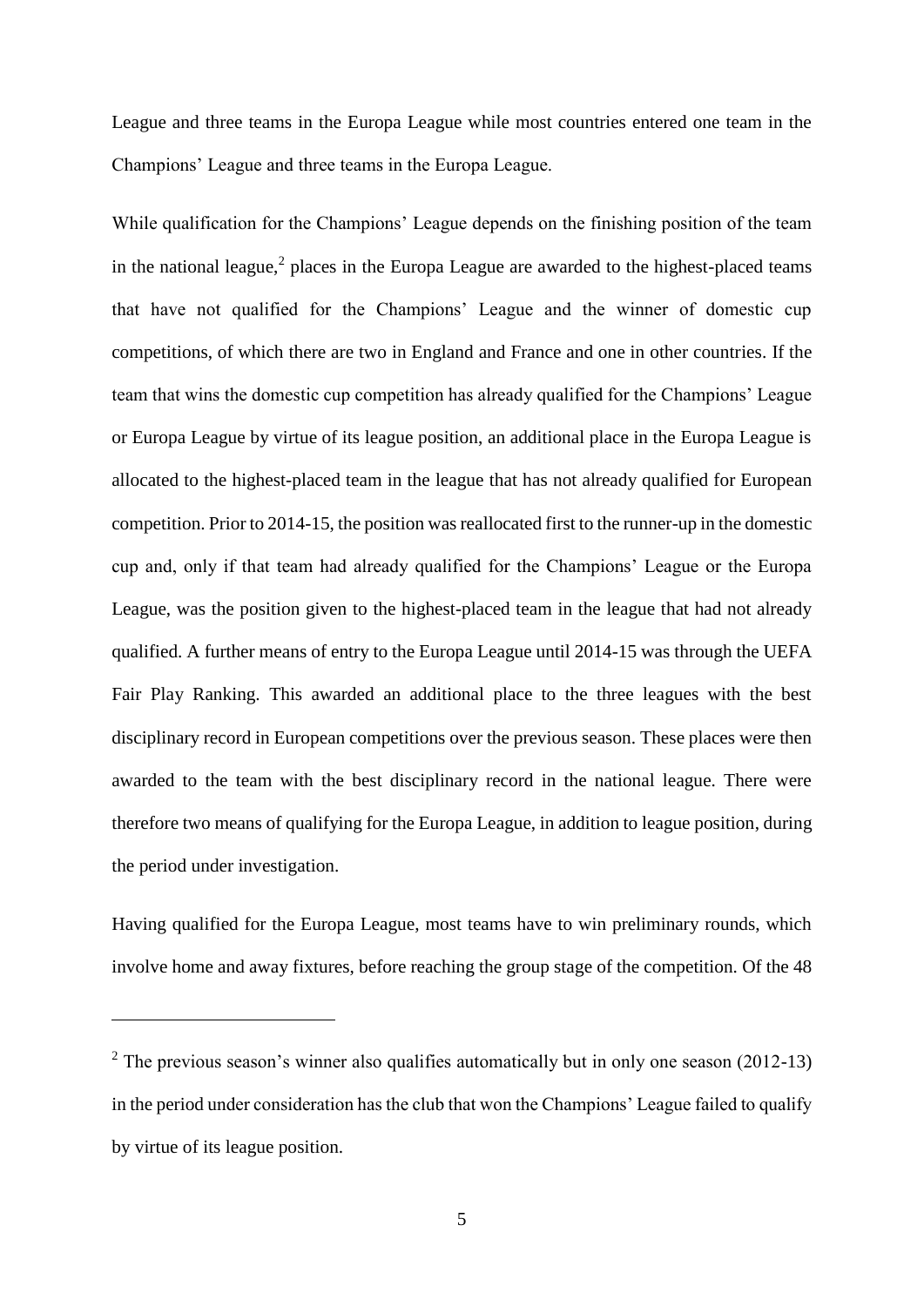League and three teams in the Europa League while most countries entered one team in the Champions' League and three teams in the Europa League.

While qualification for the Champions' League depends on the finishing position of the team in the national league,[2] places in the Europa League are awarded to the highest-placed teams that have not qualified for the Champions' League and the winner of domestic cup competitions, of which there are two in England and France and one in other countries. If the team that wins the domestic cup competition has already qualified for the Champions' League or Europa League by virtue of its league position, an additional place in the Europa League is allocated to the highest-placed team in the league that has not already qualified for European competition. Prior to 2014-15, the position was reallocated first to the runner-up in the domestic cup and, only if that team had already qualified for the Champions' League or the Europa League, was the position given to the highest-placed team in the league that had not already qualified. A further means of entry to the Europa League until 2014-15 was through the UEFA Fair Play Ranking. This awarded an additional place to the three leagues with the best disciplinary record in European competitions over the previous season. These places were then awarded to the team with the best disciplinary record in the national league. There were therefore two means of qualifying for the Europa League, in addition to league position, during the period under investigation.

Having qualified for the Europa League, most teams have to win preliminary rounds, which involve home and away fixtures, before reaching the group stage of the competition. Of the 48

---

[2] The previous season's winner also qualifies automatically but in only one season (2012-13) in the period under consideration has the club that won the Champions' League failed to qualify by virtue of its league position.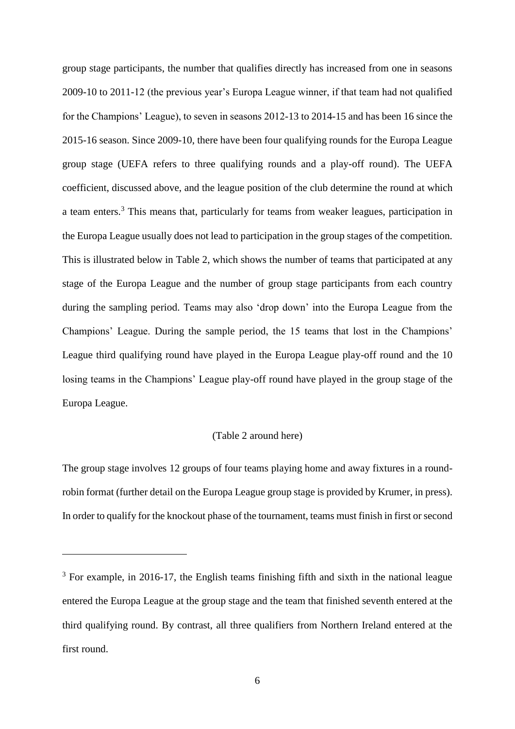group stage participants, the number that qualifies directly has increased from one in seasons 2009-10 to 2011-12 (the previous year's Europa League winner, if that team had not qualified for the Champions' League), to seven in seasons 2012-13 to 2014-15 and has been 16 since the 2015-16 season. Since 2009-10, there have been four qualifying rounds for the Europa League group stage (UEFA refers to three qualifying rounds and a play-off round). The UEFA coefficient, discussed above, and the league position of the club determine the round at which a team enters.[3] This means that, particularly for teams from weaker leagues, participation in the Europa League usually does not lead to participation in the group stages of the competition. This is illustrated below in Table 2, which shows the number of teams that participated at any stage of the Europa League and the number of group stage participants from each country during the sampling period. Teams may also 'drop down' into the Europa League from the Champions' League. During the sample period, the 15 teams that lost in the Champions' League third qualifying round have played in the Europa League play-off round and the 10 losing teams in the Champions' League play-off round have played in the group stage of the Europa League.

(Table 2 around here)

The group stage involves 12 groups of four teams playing home and away fixtures in a round-robin format (further detail on the Europa League group stage is provided by Krumer, in press). In order to qualify for the knockout phase of the tournament, teams must finish in first or second

---

[3] For example, in 2016-17, the English teams finishing fifth and sixth in the national league entered the Europa League at the group stage and the team that finished seventh entered at the third qualifying round. By contrast, all three qualifiers from Northern Ireland entered at the first round.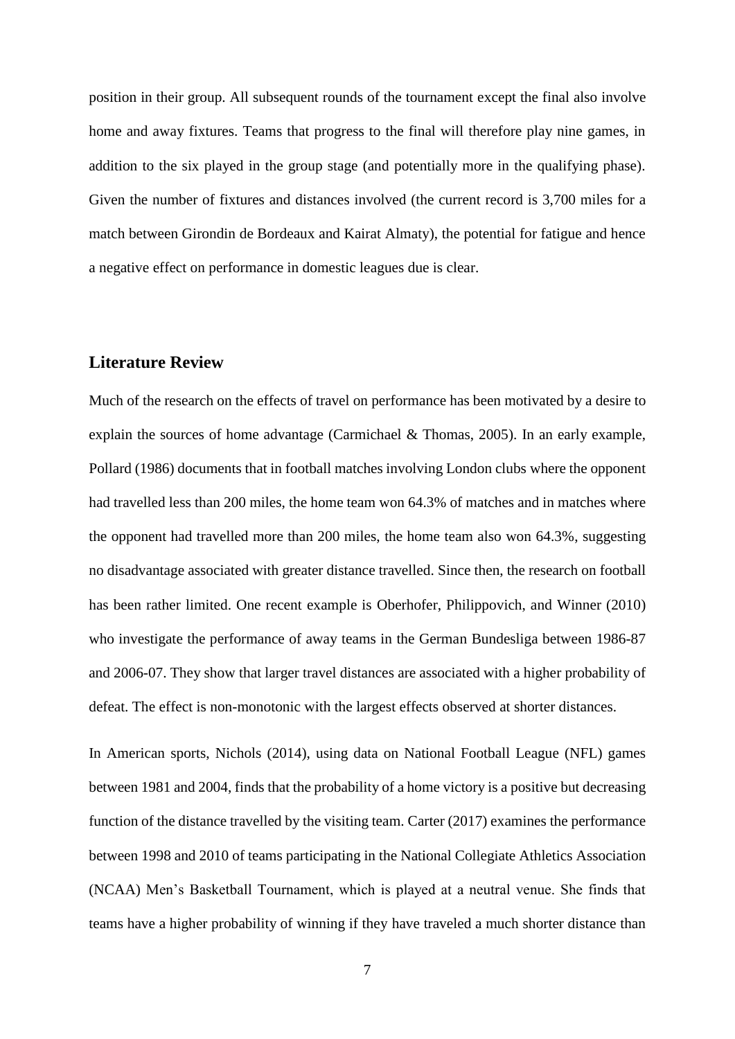position in their group. All subsequent rounds of the tournament except the final also involve home and away fixtures. Teams that progress to the final will therefore play nine games, in addition to the six played in the group stage (and potentially more in the qualifying phase). Given the number of fixtures and distances involved (the current record is 3,700 miles for a match between Girondin de Bordeaux and Kairat Almaty), the potential for fatigue and hence a negative effect on performance in domestic leagues due is clear.

## Literature Review

Much of the research on the effects of travel on performance has been motivated by a desire to explain the sources of home advantage (Carmichael & Thomas, 2005). In an early example, Pollard (1986) documents that in football matches involving London clubs where the opponent had travelled less than 200 miles, the home team won 64.3% of matches and in matches where the opponent had travelled more than 200 miles, the home team also won 64.3%, suggesting no disadvantage associated with greater distance travelled. Since then, the research on football has been rather limited. One recent example is Oberhofer, Philippovich, and Winner (2010) who investigate the performance of away teams in the German Bundesliga between 1986-87 and 2006-07. They show that larger travel distances are associated with a higher probability of defeat. The effect is non-monotonic with the largest effects observed at shorter distances.

In American sports, Nichols (2014), using data on National Football League (NFL) games between 1981 and 2004, finds that the probability of a home victory is a positive but decreasing function of the distance travelled by the visiting team. Carter (2017) examines the performance between 1998 and 2010 of teams participating in the National Collegiate Athletics Association (NCAA) Men's Basketball Tournament, which is played at a neutral venue. She finds that teams have a higher probability of winning if they have traveled a much shorter distance than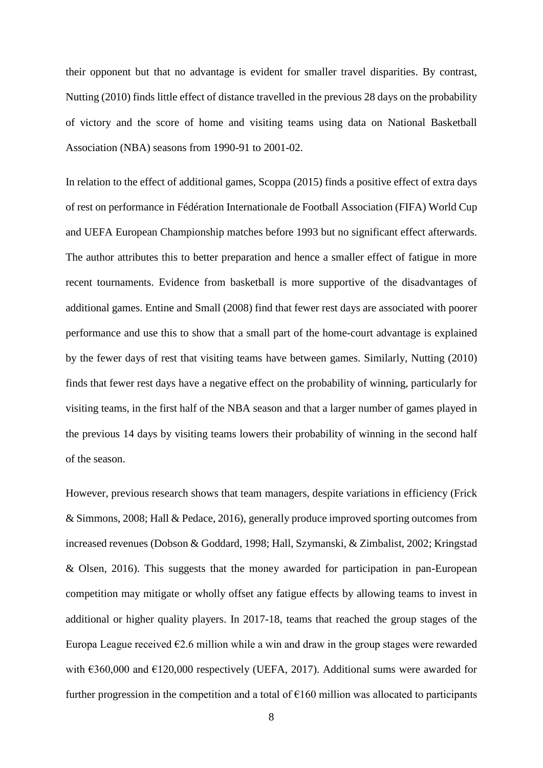their opponent but that no advantage is evident for smaller travel disparities. By contrast, Nutting (2010) finds little effect of distance travelled in the previous 28 days on the probability of victory and the score of home and visiting teams using data on National Basketball Association (NBA) seasons from 1990-91 to 2001-02.

In relation to the effect of additional games, Scoppa (2015) finds a positive effect of extra days of rest on performance in Fédération Internationale de Football Association (FIFA) World Cup and UEFA European Championship matches before 1993 but no significant effect afterwards. The author attributes this to better preparation and hence a smaller effect of fatigue in more recent tournaments. Evidence from basketball is more supportive of the disadvantages of additional games. Entine and Small (2008) find that fewer rest days are associated with poorer performance and use this to show that a small part of the home-court advantage is explained by the fewer days of rest that visiting teams have between games. Similarly, Nutting (2010) finds that fewer rest days have a negative effect on the probability of winning, particularly for visiting teams, in the first half of the NBA season and that a larger number of games played in the previous 14 days by visiting teams lowers their probability of winning in the second half of the season.

However, previous research shows that team managers, despite variations in efficiency (Frick & Simmons, 2008; Hall & Pedace, 2016), generally produce improved sporting outcomes from increased revenues (Dobson & Goddard, 1998; Hall, Szymanski, & Zimbalist, 2002; Kringstad & Olsen, 2016). This suggests that the money awarded for participation in pan-European competition may mitigate or wholly offset any fatigue effects by allowing teams to invest in additional or higher quality players. In 2017-18, teams that reached the group stages of the Europa League received €2.6 million while a win and draw in the group stages were rewarded with €360,000 and €120,000 respectively (UEFA, 2017). Additional sums were awarded for further progression in the competition and a total of €160 million was allocated to participants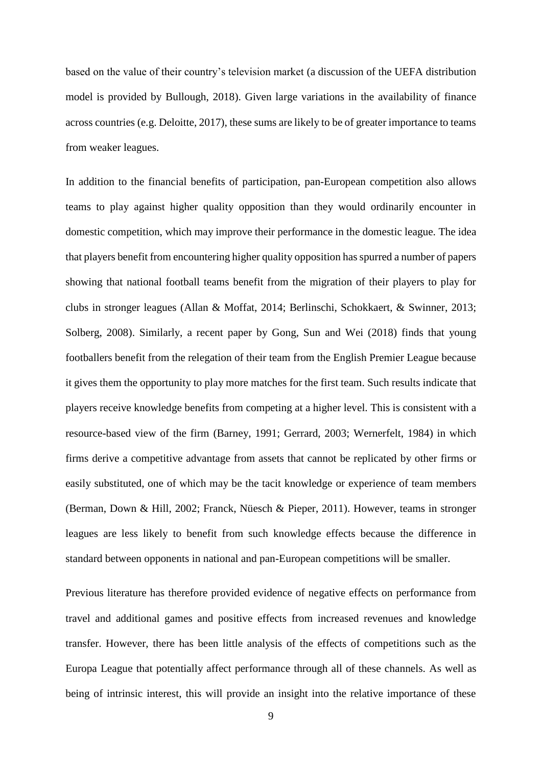based on the value of their country's television market (a discussion of the UEFA distribution model is provided by Bullough, 2018). Given large variations in the availability of finance across countries (e.g. Deloitte, 2017), these sums are likely to be of greater importance to teams from weaker leagues.

In addition to the financial benefits of participation, pan-European competition also allows teams to play against higher quality opposition than they would ordinarily encounter in domestic competition, which may improve their performance in the domestic league. The idea that players benefit from encountering higher quality opposition has spurred a number of papers showing that national football teams benefit from the migration of their players to play for clubs in stronger leagues (Allan & Moffat, 2014; Berlinschi, Schokkaert, & Swinner, 2013; Solberg, 2008). Similarly, a recent paper by Gong, Sun and Wei (2018) finds that young footballers benefit from the relegation of their team from the English Premier League because it gives them the opportunity to play more matches for the first team. Such results indicate that players receive knowledge benefits from competing at a higher level. This is consistent with a resource-based view of the firm (Barney, 1991; Gerrard, 2003; Wernerfelt, 1984) in which firms derive a competitive advantage from assets that cannot be replicated by other firms or easily substituted, one of which may be the tacit knowledge or experience of team members (Berman, Down & Hill, 2002; Franck, Nüesch & Pieper, 2011). However, teams in stronger leagues are less likely to benefit from such knowledge effects because the difference in standard between opponents in national and pan-European competitions will be smaller.

Previous literature has therefore provided evidence of negative effects on performance from travel and additional games and positive effects from increased revenues and knowledge transfer. However, there has been little analysis of the effects of competitions such as the Europa League that potentially affect performance through all of these channels. As well as being of intrinsic interest, this will provide an insight into the relative importance of these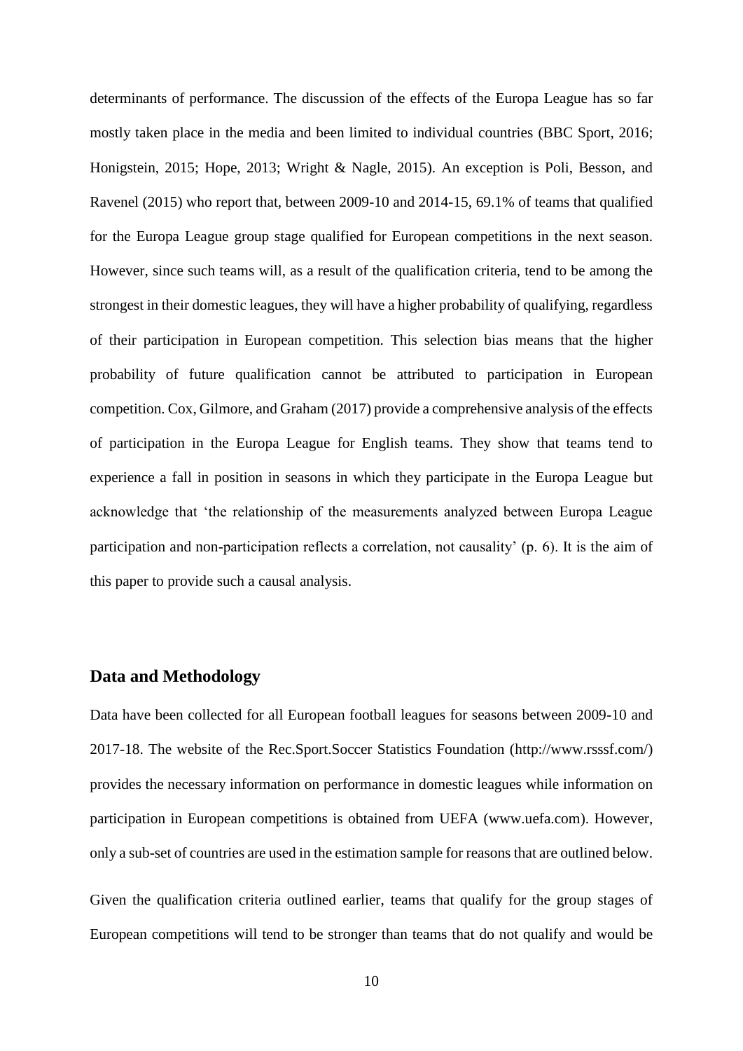determinants of performance. The discussion of the effects of the Europa League has so far mostly taken place in the media and been limited to individual countries (BBC Sport, 2016; Honigstein, 2015; Hope, 2013; Wright & Nagle, 2015). An exception is Poli, Besson, and Ravenel (2015) who report that, between 2009-10 and 2014-15, 69.1% of teams that qualified for the Europa League group stage qualified for European competitions in the next season. However, since such teams will, as a result of the qualification criteria, tend to be among the strongest in their domestic leagues, they will have a higher probability of qualifying, regardless of their participation in European competition. This selection bias means that the higher probability of future qualification cannot be attributed to participation in European competition. Cox, Gilmore, and Graham (2017) provide a comprehensive analysis of the effects of participation in the Europa League for English teams. They show that teams tend to experience a fall in position in seasons in which they participate in the Europa League but acknowledge that 'the relationship of the measurements analyzed between Europa League participation and non-participation reflects a correlation, not causality' (p. 6). It is the aim of this paper to provide such a causal analysis.

## Data and Methodology

Data have been collected for all European football leagues for seasons between 2009-10 and 2017-18. The website of the Rec.Sport.Soccer Statistics Foundation (http://www.rsssf.com/) provides the necessary information on performance in domestic leagues while information on participation in European competitions is obtained from UEFA (www.uefa.com). However, only a sub-set of countries are used in the estimation sample for reasons that are outlined below.

Given the qualification criteria outlined earlier, teams that qualify for the group stages of European competitions will tend to be stronger than teams that do not qualify and would be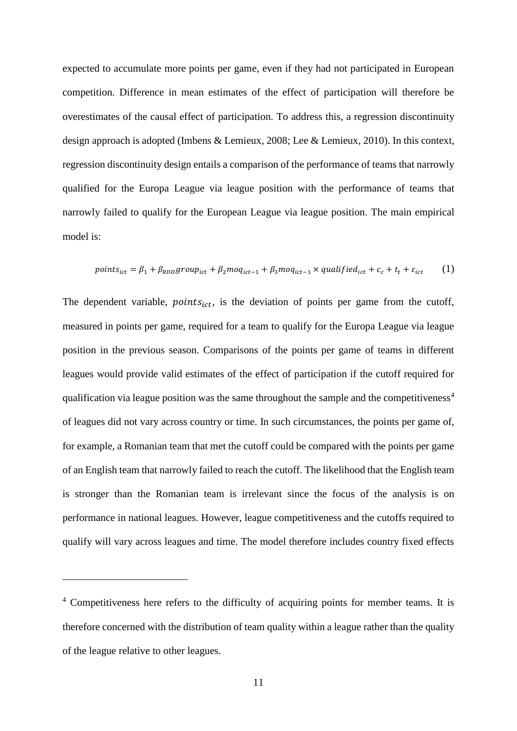expected to accumulate more points per game, even if they had not participated in European competition. Difference in mean estimates of the effect of participation will therefore be overestimates of the causal effect of participation. To address this, a regression discontinuity design approach is adopted (Imbens & Lemieux, 2008; Lee & Lemieux, 2010). In this context, regression discontinuity design entails a comparison of the performance of teams that narrowly qualified for the Europa League via league position with the performance of teams that narrowly failed to qualify for the European League via league position. The main empirical model is:

$$points_{ict} = \beta_1 + \beta_{RDD} group_{ict} + \beta_2 moq_{ict-1} + \beta_3 moq_{ict-1} \times qualified_{ict} + c_c + t_t + \varepsilon_{ict} \qquad (1)$$

The dependent variable, $points_{ict}$, is the deviation of points per game from the cutoff, measured in points per game, required for a team to qualify for the Europa League via league position in the previous season. Comparisons of the points per game of teams in different leagues would provide valid estimates of the effect of participation if the cutoff required for qualification via league position was the same throughout the sample and the competitiveness[4] of leagues did not vary across country or time. In such circumstances, the points per game of, for example, a Romanian team that met the cutoff could be compared with the points per game of an English team that narrowly failed to reach the cutoff. The likelihood that the English team is stronger than the Romanian team is irrelevant since the focus of the analysis is on performance in national leagues. However, league competitiveness and the cutoffs required to qualify will vary across leagues and time. The model therefore includes country fixed effects

[4] Competitiveness here refers to the difficulty of acquiring points for member teams. It is therefore concerned with the distribution of team quality within a league rather than the quality of the league relative to other leagues.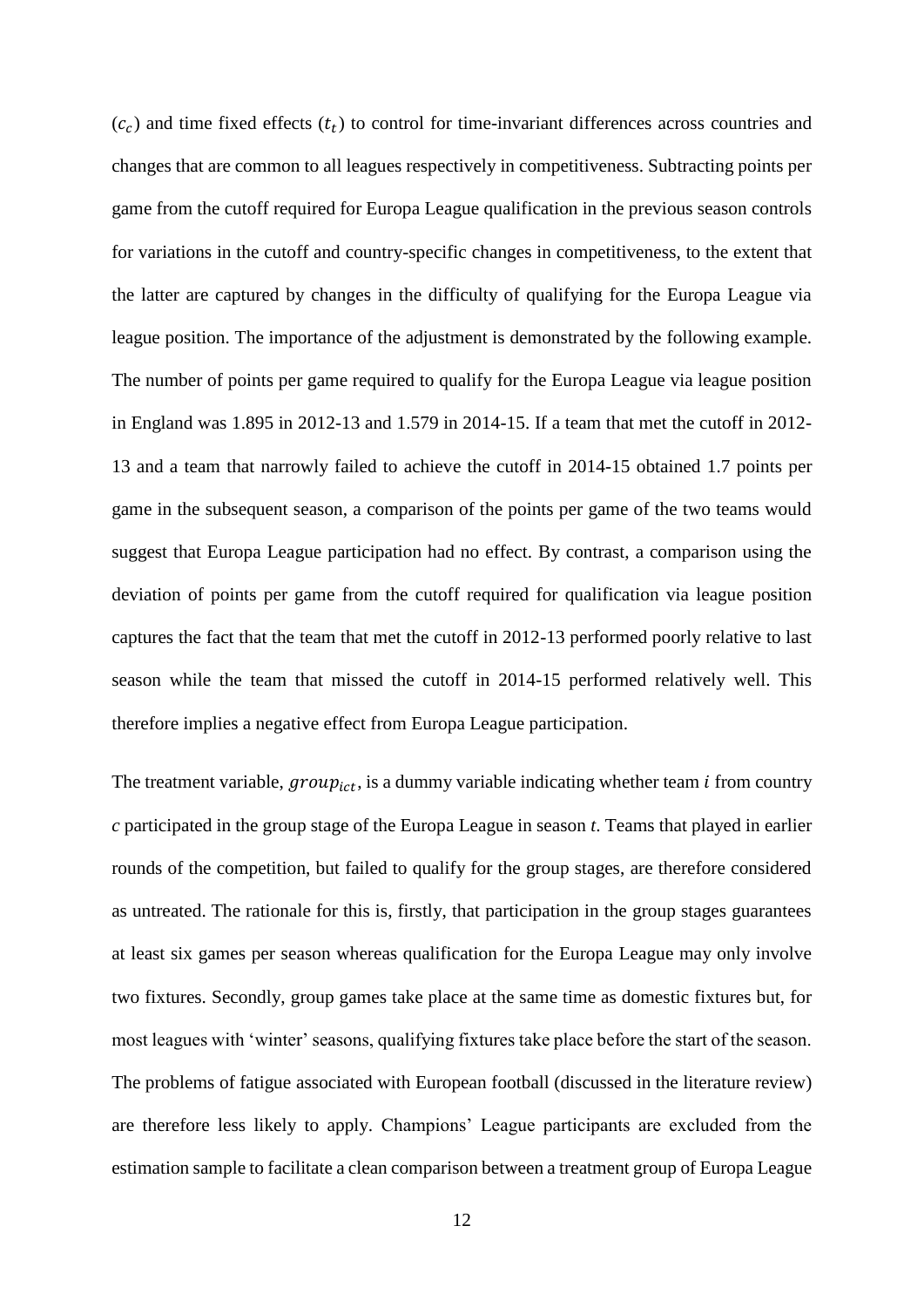($c_c$) and time fixed effects ($t_t$) to control for time-invariant differences across countries and changes that are common to all leagues respectively in competitiveness. Subtracting points per game from the cutoff required for Europa League qualification in the previous season controls for variations in the cutoff and country-specific changes in competitiveness, to the extent that the latter are captured by changes in the difficulty of qualifying for the Europa League via league position. The importance of the adjustment is demonstrated by the following example. The number of points per game required to qualify for the Europa League via league position in England was 1.895 in 2012-13 and 1.579 in 2014-15. If a team that met the cutoff in 2012-13 and a team that narrowly failed to achieve the cutoff in 2014-15 obtained 1.7 points per game in the subsequent season, a comparison of the points per game of the two teams would suggest that Europa League participation had no effect. By contrast, a comparison using the deviation of points per game from the cutoff required for qualification via league position captures the fact that the team that met the cutoff in 2012-13 performed poorly relative to last season while the team that missed the cutoff in 2014-15 performed relatively well. This therefore implies a negative effect from Europa League participation.

The treatment variable, $group_{ict}$, is a dummy variable indicating whether team $i$ from country $c$ participated in the group stage of the Europa League in season $t$. Teams that played in earlier rounds of the competition, but failed to qualify for the group stages, are therefore considered as untreated. The rationale for this is, firstly, that participation in the group stages guarantees at least six games per season whereas qualification for the Europa League may only involve two fixtures. Secondly, group games take place at the same time as domestic fixtures but, for most leagues with 'winter' seasons, qualifying fixtures take place before the start of the season. The problems of fatigue associated with European football (discussed in the literature review) are therefore less likely to apply. Champions' League participants are excluded from the estimation sample to facilitate a clean comparison between a treatment group of Europa League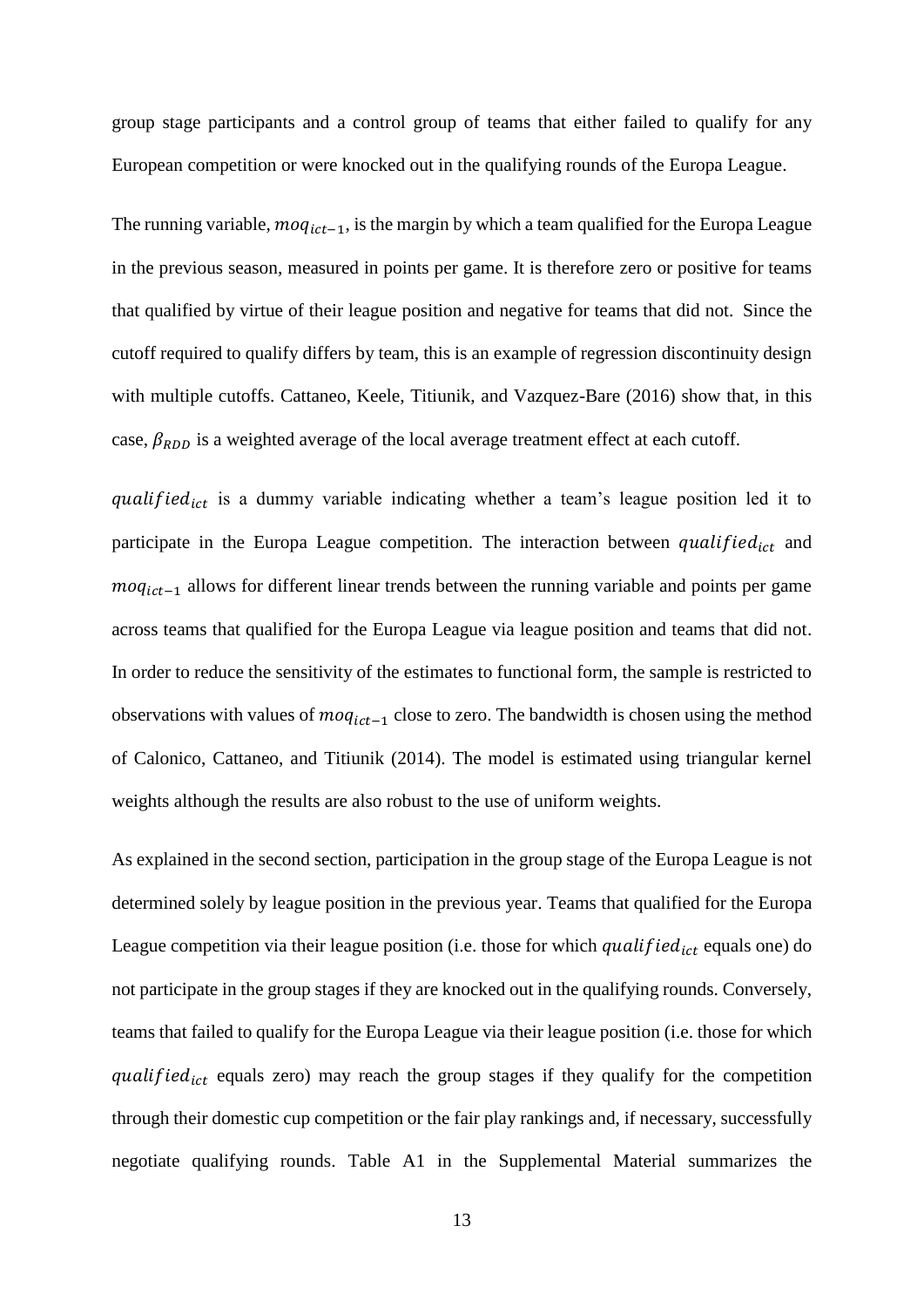group stage participants and a control group of teams that either failed to qualify for any European competition or were knocked out in the qualifying rounds of the Europa League.

The running variable, $moq_{ict-1}$, is the margin by which a team qualified for the Europa League in the previous season, measured in points per game. It is therefore zero or positive for teams that qualified by virtue of their league position and negative for teams that did not. Since the cutoff required to qualify differs by team, this is an example of regression discontinuity design with multiple cutoffs. Cattaneo, Keele, Titiunik, and Vazquez-Bare (2016) show that, in this case, $\beta_{RDD}$ is a weighted average of the local average treatment effect at each cutoff.

$qualified_{ict}$ is a dummy variable indicating whether a team's league position led it to participate in the Europa League competition. The interaction between $qualified_{ict}$ and $moq_{ict-1}$ allows for different linear trends between the running variable and points per game across teams that qualified for the Europa League via league position and teams that did not. In order to reduce the sensitivity of the estimates to functional form, the sample is restricted to observations with values of $moq_{ict-1}$ close to zero. The bandwidth is chosen using the method of Calonico, Cattaneo, and Titiunik (2014). The model is estimated using triangular kernel weights although the results are also robust to the use of uniform weights.

As explained in the second section, participation in the group stage of the Europa League is not determined solely by league position in the previous year. Teams that qualified for the Europa League competition via their league position (i.e. those for which $qualified_{ict}$ equals one) do not participate in the group stages if they are knocked out in the qualifying rounds. Conversely, teams that failed to qualify for the Europa League via their league position (i.e. those for which $qualified_{ict}$ equals zero) may reach the group stages if they qualify for the competition through their domestic cup competition or the fair play rankings and, if necessary, successfully negotiate qualifying rounds. Table A1 in the Supplemental Material summarizes the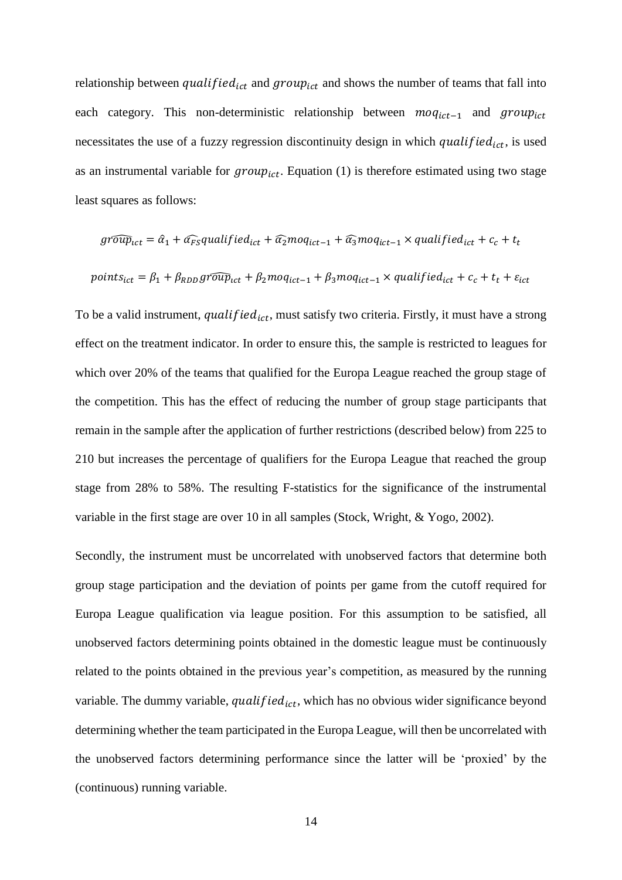relationship between $qualified_{ict}$ and $group_{ict}$ and shows the number of teams that fall into each category. This non-deterministic relationship between $moq_{ict-1}$ and $group_{ict}$ necessitates the use of a fuzzy regression discontinuity design in which $qualified_{ict}$, is used as an instrumental variable for $group_{ict}$. Equation (1) is therefore estimated using two stage least squares as follows:

$$\widehat{group}_{ict} = \hat{\alpha}_1 + \widehat{\alpha_{FS}} qualified_{ict} + \widehat{\alpha_2} moq_{ict-1} + \widehat{\alpha_3} moq_{ict-1} \times qualified_{ict} + c_c + t_t$$

$$points_{ict} = \beta_1 + \beta_{RDD} \widehat{group}_{ict} + \beta_2 moq_{ict-1} + \beta_3 moq_{ict-1} \times qualified_{ict} + c_c + t_t + \varepsilon_{ict}$$

To be a valid instrument, $qualified_{ict}$, must satisfy two criteria. Firstly, it must have a strong effect on the treatment indicator. In order to ensure this, the sample is restricted to leagues for which over 20% of the teams that qualified for the Europa League reached the group stage of the competition. This has the effect of reducing the number of group stage participants that remain in the sample after the application of further restrictions (described below) from 225 to 210 but increases the percentage of qualifiers for the Europa League that reached the group stage from 28% to 58%. The resulting F-statistics for the significance of the instrumental variable in the first stage are over 10 in all samples (Stock, Wright, & Yogo, 2002).

Secondly, the instrument must be uncorrelated with unobserved factors that determine both group stage participation and the deviation of points per game from the cutoff required for Europa League qualification via league position. For this assumption to be satisfied, all unobserved factors determining points obtained in the domestic league must be continuously related to the points obtained in the previous year's competition, as measured by the running variable. The dummy variable, $qualified_{ict}$, which has no obvious wider significance beyond determining whether the team participated in the Europa League, will then be uncorrelated with the unobserved factors determining performance since the latter will be 'proxied' by the (continuous) running variable.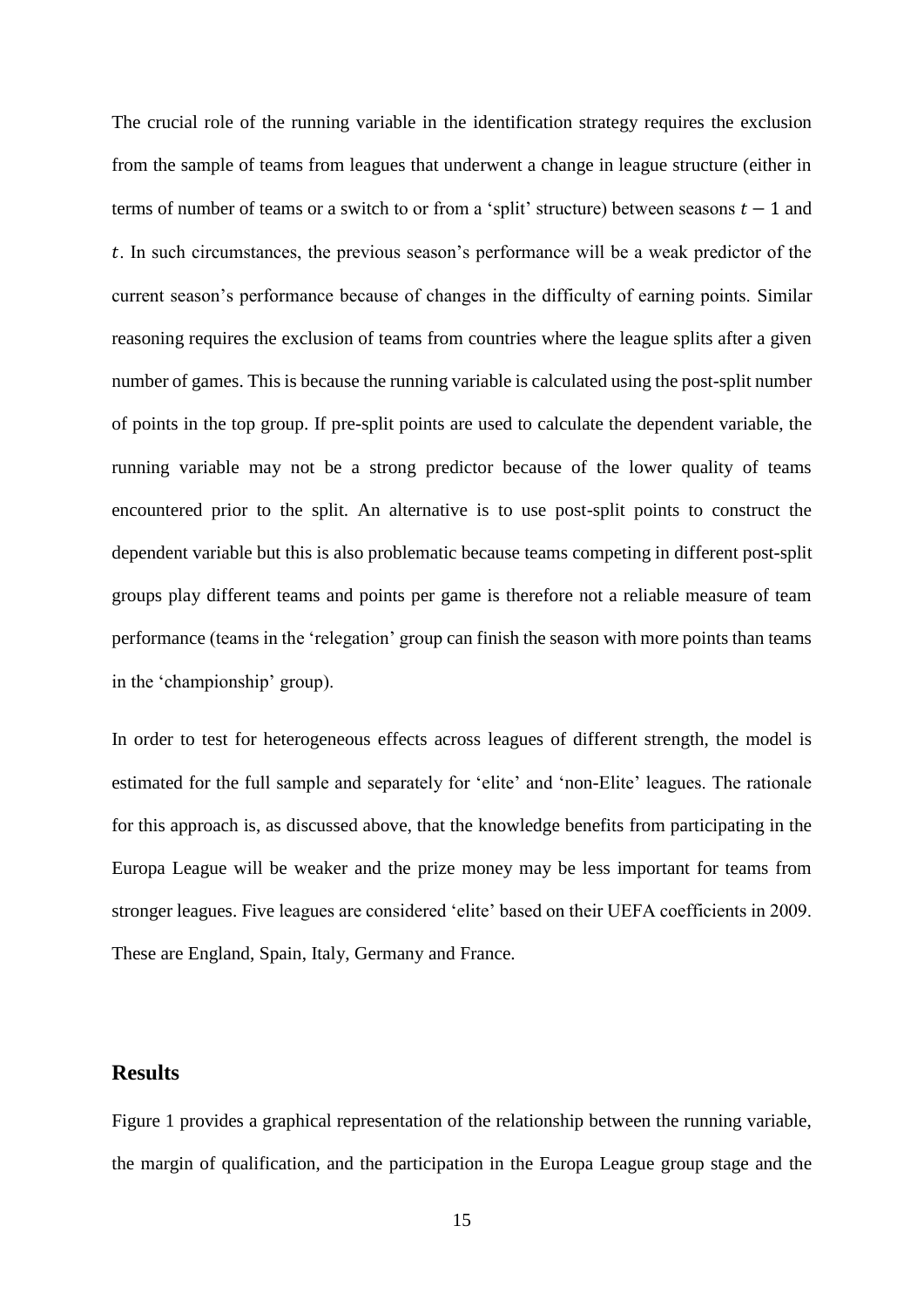The crucial role of the running variable in the identification strategy requires the exclusion from the sample of teams from leagues that underwent a change in league structure (either in terms of number of teams or a switch to or from a 'split' structure) between seasons $t - 1$ and $t$. In such circumstances, the previous season's performance will be a weak predictor of the current season's performance because of changes in the difficulty of earning points. Similar reasoning requires the exclusion of teams from countries where the league splits after a given number of games. This is because the running variable is calculated using the post-split number of points in the top group. If pre-split points are used to calculate the dependent variable, the running variable may not be a strong predictor because of the lower quality of teams encountered prior to the split. An alternative is to use post-split points to construct the dependent variable but this is also problematic because teams competing in different post-split groups play different teams and points per game is therefore not a reliable measure of team performance (teams in the 'relegation' group can finish the season with more points than teams in the 'championship' group).

In order to test for heterogeneous effects across leagues of different strength, the model is estimated for the full sample and separately for 'elite' and 'non-Elite' leagues. The rationale for this approach is, as discussed above, that the knowledge benefits from participating in the Europa League will be weaker and the prize money may be less important for teams from stronger leagues. Five leagues are considered 'elite' based on their UEFA coefficients in 2009. These are England, Spain, Italy, Germany and France.

## Results

Figure 1 provides a graphical representation of the relationship between the running variable, the margin of qualification, and the participation in the Europa League group stage and the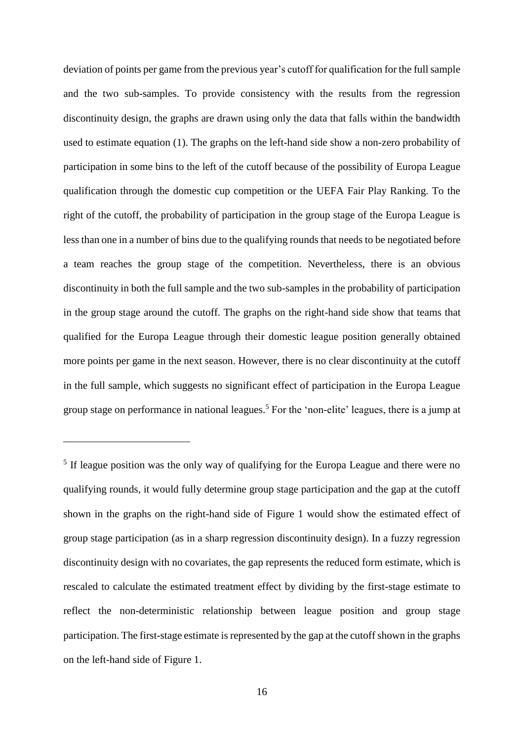deviation of points per game from the previous year's cutoff for qualification for the full sample and the two sub-samples. To provide consistency with the results from the regression discontinuity design, the graphs are drawn using only the data that falls within the bandwidth used to estimate equation (1). The graphs on the left-hand side show a non-zero probability of participation in some bins to the left of the cutoff because of the possibility of Europa League qualification through the domestic cup competition or the UEFA Fair Play Ranking. To the right of the cutoff, the probability of participation in the group stage of the Europa League is less than one in a number of bins due to the qualifying rounds that needs to be negotiated before a team reaches the group stage of the competition. Nevertheless, there is an obvious discontinuity in both the full sample and the two sub-samples in the probability of participation in the group stage around the cutoff. The graphs on the right-hand side show that teams that qualified for the Europa League through their domestic league position generally obtained more points per game in the next season. However, there is no clear discontinuity at the cutoff in the full sample, which suggests no significant effect of participation in the Europa League group stage on performance in national leagues.[5] For the 'non-elite' leagues, there is a jump at

[5] If league position was the only way of qualifying for the Europa League and there were no qualifying rounds, it would fully determine group stage participation and the gap at the cutoff shown in the graphs on the right-hand side of Figure 1 would show the estimated effect of group stage participation (as in a sharp regression discontinuity design). In a fuzzy regression discontinuity design with no covariates, the gap represents the reduced form estimate, which is rescaled to calculate the estimated treatment effect by dividing by the first-stage estimate to reflect the non-deterministic relationship between league position and group stage participation. The first-stage estimate is represented by the gap at the cutoff shown in the graphs on the left-hand side of Figure 1.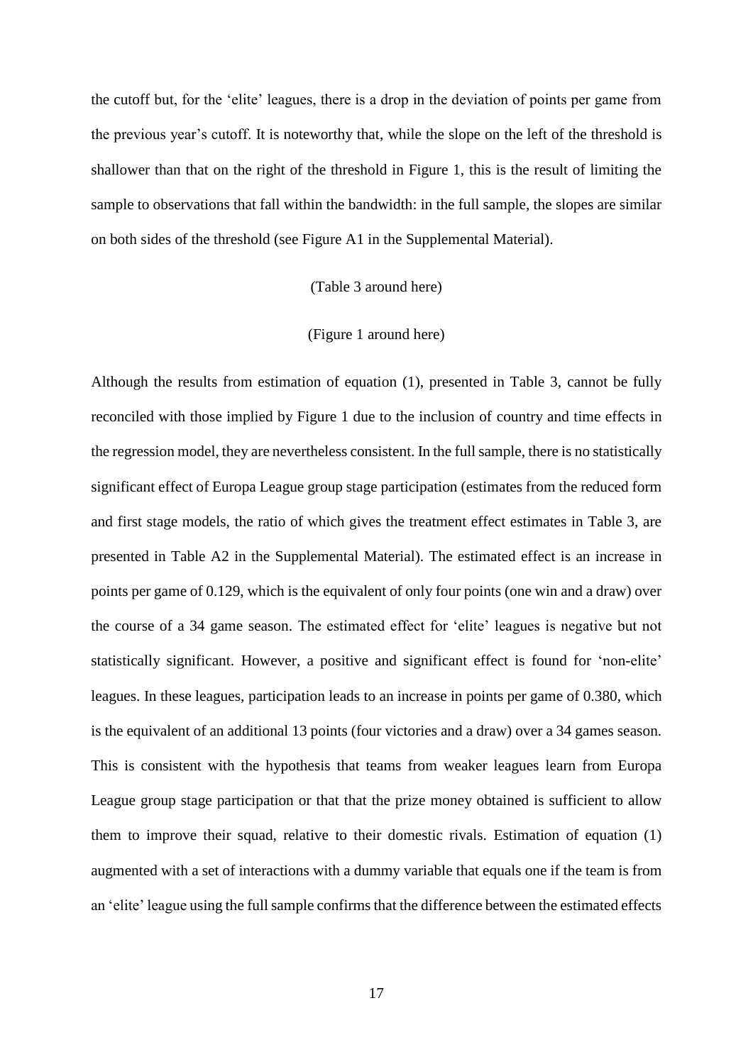the cutoff but, for the 'elite' leagues, there is a drop in the deviation of points per game from the previous year's cutoff. It is noteworthy that, while the slope on the left of the threshold is shallower than that on the right of the threshold in Figure 1, this is the result of limiting the sample to observations that fall within the bandwidth: in the full sample, the slopes are similar on both sides of the threshold (see Figure A1 in the Supplemental Material).

(Table 3 around here)

(Figure 1 around here)

Although the results from estimation of equation (1), presented in Table 3, cannot be fully reconciled with those implied by Figure 1 due to the inclusion of country and time effects in the regression model, they are nevertheless consistent. In the full sample, there is no statistically significant effect of Europa League group stage participation (estimates from the reduced form and first stage models, the ratio of which gives the treatment effect estimates in Table 3, are presented in Table A2 in the Supplemental Material). The estimated effect is an increase in points per game of 0.129, which is the equivalent of only four points (one win and a draw) over the course of a 34 game season. The estimated effect for 'elite' leagues is negative but not statistically significant. However, a positive and significant effect is found for 'non-elite' leagues. In these leagues, participation leads to an increase in points per game of 0.380, which is the equivalent of an additional 13 points (four victories and a draw) over a 34 games season. This is consistent with the hypothesis that teams from weaker leagues learn from Europa League group stage participation or that that the prize money obtained is sufficient to allow them to improve their squad, relative to their domestic rivals. Estimation of equation (1) augmented with a set of interactions with a dummy variable that equals one if the team is from an 'elite' league using the full sample confirms that the difference between the estimated effects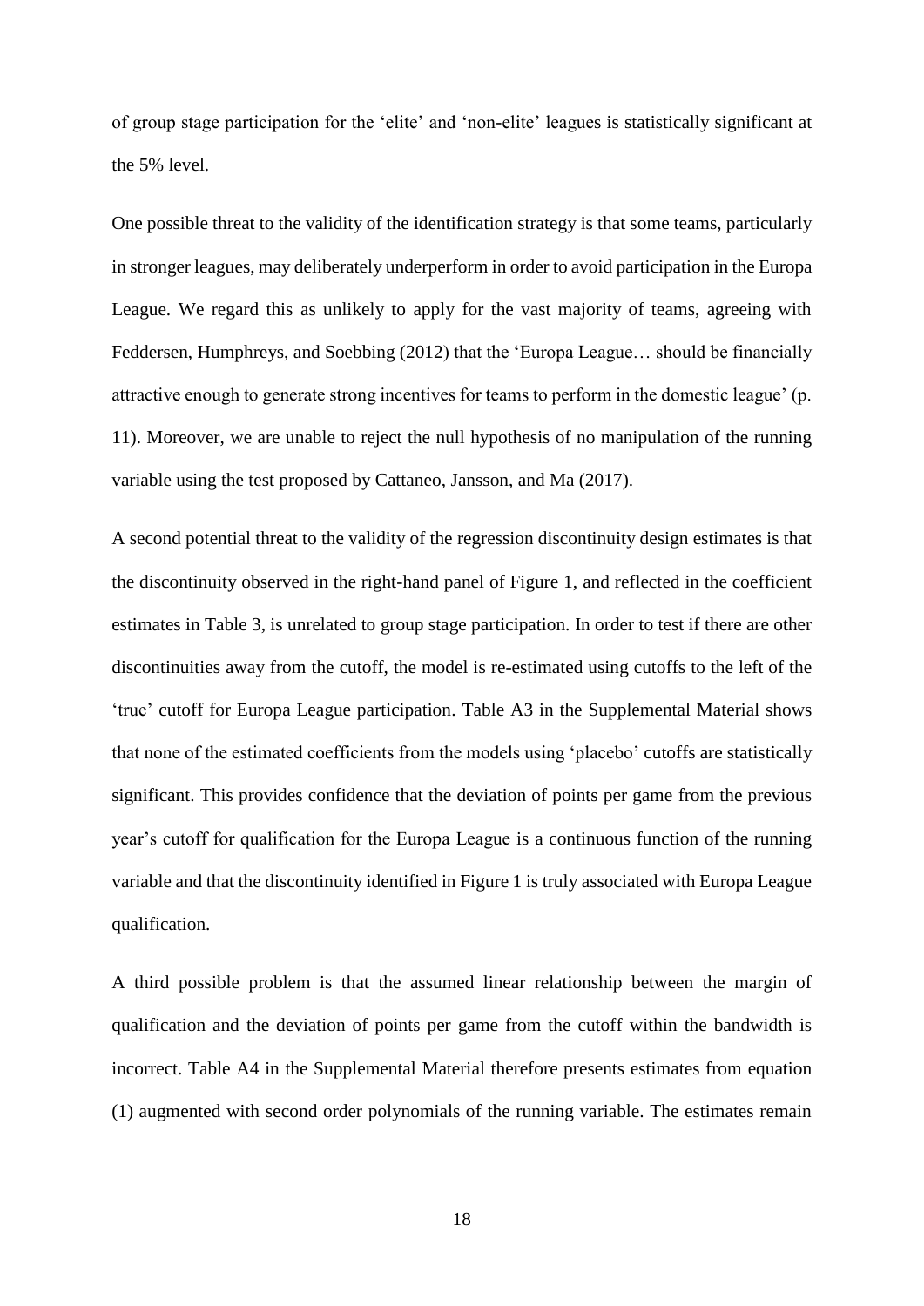of group stage participation for the 'elite' and 'non-elite' leagues is statistically significant at the 5% level.

One possible threat to the validity of the identification strategy is that some teams, particularly in stronger leagues, may deliberately underperform in order to avoid participation in the Europa League. We regard this as unlikely to apply for the vast majority of teams, agreeing with Feddersen, Humphreys, and Soebbing (2012) that the 'Europa League… should be financially attractive enough to generate strong incentives for teams to perform in the domestic league' (p. 11). Moreover, we are unable to reject the null hypothesis of no manipulation of the running variable using the test proposed by Cattaneo, Jansson, and Ma (2017).

A second potential threat to the validity of the regression discontinuity design estimates is that the discontinuity observed in the right-hand panel of Figure 1, and reflected in the coefficient estimates in Table 3, is unrelated to group stage participation. In order to test if there are other discontinuities away from the cutoff, the model is re-estimated using cutoffs to the left of the 'true' cutoff for Europa League participation. Table A3 in the Supplemental Material shows that none of the estimated coefficients from the models using 'placebo' cutoffs are statistically significant. This provides confidence that the deviation of points per game from the previous year's cutoff for qualification for the Europa League is a continuous function of the running variable and that the discontinuity identified in Figure 1 is truly associated with Europa League qualification.

A third possible problem is that the assumed linear relationship between the margin of qualification and the deviation of points per game from the cutoff within the bandwidth is incorrect. Table A4 in the Supplemental Material therefore presents estimates from equation (1) augmented with second order polynomials of the running variable. The estimates remain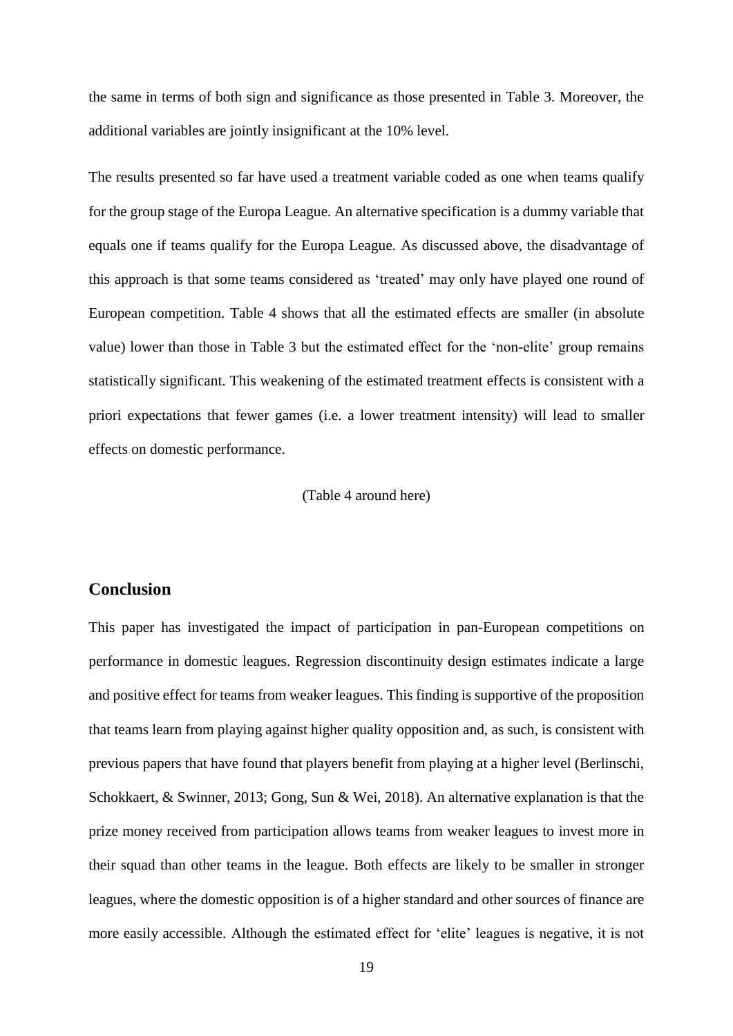the same in terms of both sign and significance as those presented in Table 3. Moreover, the additional variables are jointly insignificant at the 10% level.

The results presented so far have used a treatment variable coded as one when teams qualify for the group stage of the Europa League. An alternative specification is a dummy variable that equals one if teams qualify for the Europa League. As discussed above, the disadvantage of this approach is that some teams considered as 'treated' may only have played one round of European competition. Table 4 shows that all the estimated effects are smaller (in absolute value) lower than those in Table 3 but the estimated effect for the 'non-elite' group remains statistically significant. This weakening of the estimated treatment effects is consistent with a priori expectations that fewer games (i.e. a lower treatment intensity) will lead to smaller effects on domestic performance.

(Table 4 around here)

## Conclusion

This paper has investigated the impact of participation in pan-European competitions on performance in domestic leagues. Regression discontinuity design estimates indicate a large and positive effect for teams from weaker leagues. This finding is supportive of the proposition that teams learn from playing against higher quality opposition and, as such, is consistent with previous papers that have found that players benefit from playing at a higher level (Berlinschi, Schokkaert, & Swinner, 2013; Gong, Sun & Wei, 2018). An alternative explanation is that the prize money received from participation allows teams from weaker leagues to invest more in their squad than other teams in the league. Both effects are likely to be smaller in stronger leagues, where the domestic opposition is of a higher standard and other sources of finance are more easily accessible. Although the estimated effect for 'elite' leagues is negative, it is not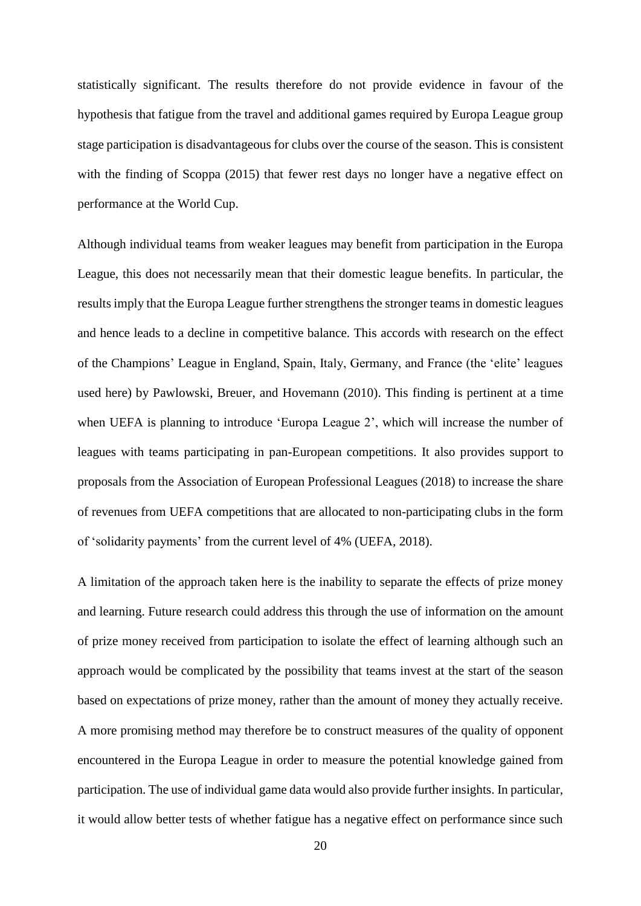statistically significant. The results therefore do not provide evidence in favour of the hypothesis that fatigue from the travel and additional games required by Europa League group stage participation is disadvantageous for clubs over the course of the season. This is consistent with the finding of Scoppa (2015) that fewer rest days no longer have a negative effect on performance at the World Cup.

Although individual teams from weaker leagues may benefit from participation in the Europa League, this does not necessarily mean that their domestic league benefits. In particular, the results imply that the Europa League further strengthens the stronger teams in domestic leagues and hence leads to a decline in competitive balance. This accords with research on the effect of the Champions' League in England, Spain, Italy, Germany, and France (the 'elite' leagues used here) by Pawlowski, Breuer, and Hovemann (2010). This finding is pertinent at a time when UEFA is planning to introduce 'Europa League 2', which will increase the number of leagues with teams participating in pan-European competitions. It also provides support to proposals from the Association of European Professional Leagues (2018) to increase the share of revenues from UEFA competitions that are allocated to non-participating clubs in the form of 'solidarity payments' from the current level of 4% (UEFA, 2018).

A limitation of the approach taken here is the inability to separate the effects of prize money and learning. Future research could address this through the use of information on the amount of prize money received from participation to isolate the effect of learning although such an approach would be complicated by the possibility that teams invest at the start of the season based on expectations of prize money, rather than the amount of money they actually receive. A more promising method may therefore be to construct measures of the quality of opponent encountered in the Europa League in order to measure the potential knowledge gained from participation. The use of individual game data would also provide further insights. In particular, it would allow better tests of whether fatigue has a negative effect on performance since such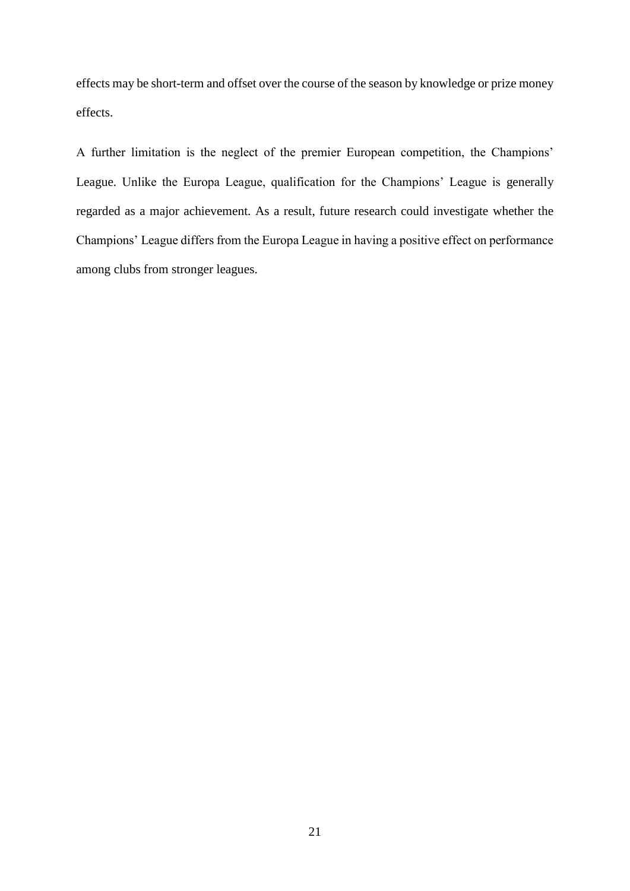effects may be short-term and offset over the course of the season by knowledge or prize money effects.

A further limitation is the neglect of the premier European competition, the Champions' League. Unlike the Europa League, qualification for the Champions' League is generally regarded as a major achievement. As a result, future research could investigate whether the Champions' League differs from the Europa League in having a positive effect on performance among clubs from stronger leagues.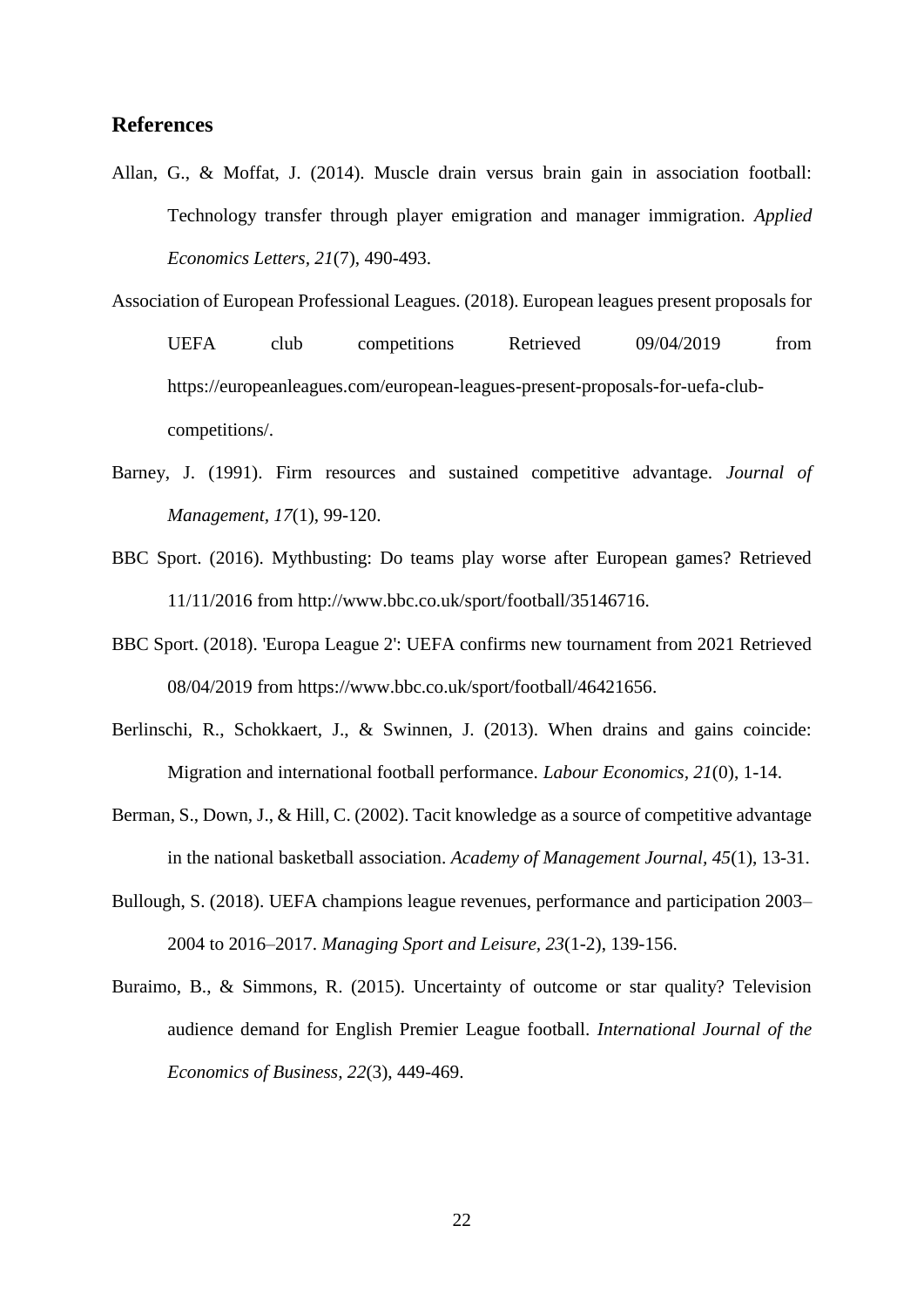## References

Allan, G., & Moffat, J. (2014). Muscle drain versus brain gain in association football: Technology transfer through player emigration and manager immigration. *Applied Economics Letters, 21*(7), 490-493.

Association of European Professional Leagues. (2018). European leagues present proposals for UEFA club competitions Retrieved 09/04/2019 from https://europeanleagues.com/european-leagues-present-proposals-for-uefa-club-competitions/.

Barney, J. (1991). Firm resources and sustained competitive advantage. *Journal of Management, 17*(1), 99-120.

BBC Sport. (2016). Mythbusting: Do teams play worse after European games? Retrieved 11/11/2016 from http://www.bbc.co.uk/sport/football/35146716.

BBC Sport. (2018). 'Europa League 2': UEFA confirms new tournament from 2021 Retrieved 08/04/2019 from https://www.bbc.co.uk/sport/football/46421656.

Berlinschi, R., Schokkaert, J., & Swinnen, J. (2013). When drains and gains coincide: Migration and international football performance. *Labour Economics, 21*(0), 1-14.

Berman, S., Down, J., & Hill, C. (2002). Tacit knowledge as a source of competitive advantage in the national basketball association. *Academy of Management Journal, 45*(1), 13-31.

Bullough, S. (2018). UEFA champions league revenues, performance and participation 2003–2004 to 2016–2017. *Managing Sport and Leisure, 23*(1-2), 139-156.

Buraimo, B., & Simmons, R. (2015). Uncertainty of outcome or star quality? Television audience demand for English Premier League football. *International Journal of the Economics of Business, 22*(3), 449-469.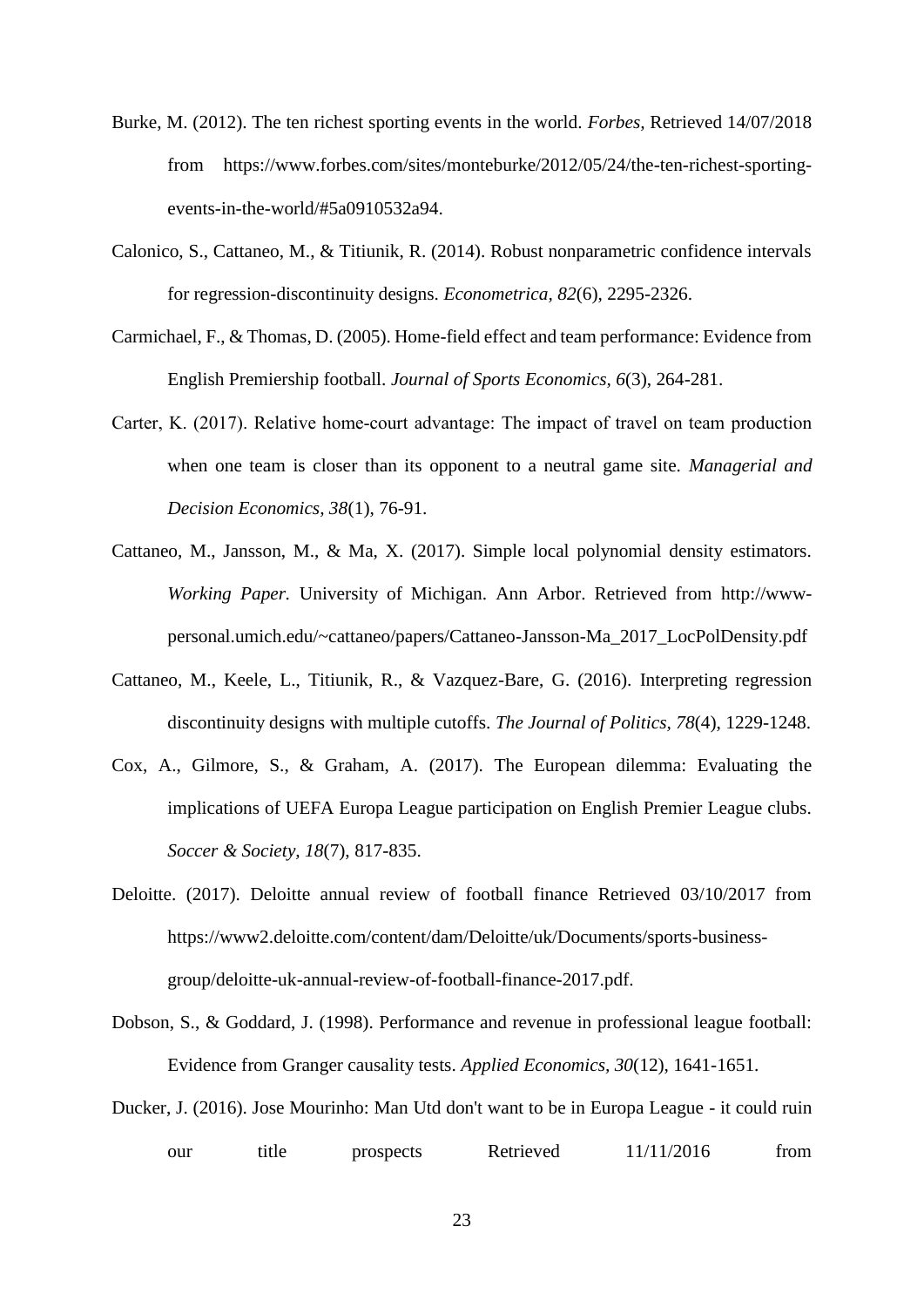Burke, M. (2012). The ten richest sporting events in the world. *Forbes*, Retrieved 14/07/2018 from https://www.forbes.com/sites/monteburke/2012/05/24/the-ten-richest-sporting-events-in-the-world/#5a0910532a94.

Calonico, S., Cattaneo, M., & Titiunik, R. (2014). Robust nonparametric confidence intervals for regression-discontinuity designs. *Econometrica, 82*(6), 2295-2326.

Carmichael, F., & Thomas, D. (2005). Home-field effect and team performance: Evidence from English Premiership football. *Journal of Sports Economics, 6*(3), 264-281.

Carter, K. (2017). Relative home-court advantage: The impact of travel on team production when one team is closer than its opponent to a neutral game site. *Managerial and Decision Economics, 38*(1), 76-91.

Cattaneo, M., Jansson, M., & Ma, X. (2017). Simple local polynomial density estimators. *Working Paper.* University of Michigan. Ann Arbor. Retrieved from http://www-personal.umich.edu/~cattaneo/papers/Cattaneo-Jansson-Ma_2017_LocPolDensity.pdf

Cattaneo, M., Keele, L., Titiunik, R., & Vazquez-Bare, G. (2016). Interpreting regression discontinuity designs with multiple cutoffs. *The Journal of Politics, 78*(4), 1229-1248.

Cox, A., Gilmore, S., & Graham, A. (2017). The European dilemma: Evaluating the implications of UEFA Europa League participation on English Premier League clubs. *Soccer & Society, 18*(7), 817-835.

Deloitte. (2017). Deloitte annual review of football finance Retrieved 03/10/2017 from https://www2.deloitte.com/content/dam/Deloitte/uk/Documents/sports-business-group/deloitte-uk-annual-review-of-football-finance-2017.pdf.

Dobson, S., & Goddard, J. (1998). Performance and revenue in professional league football: Evidence from Granger causality tests. *Applied Economics, 30*(12), 1641-1651.

Ducker, J. (2016). Jose Mourinho: Man Utd don't want to be in Europa League - it could ruin our title prospects Retrieved 11/11/2016 from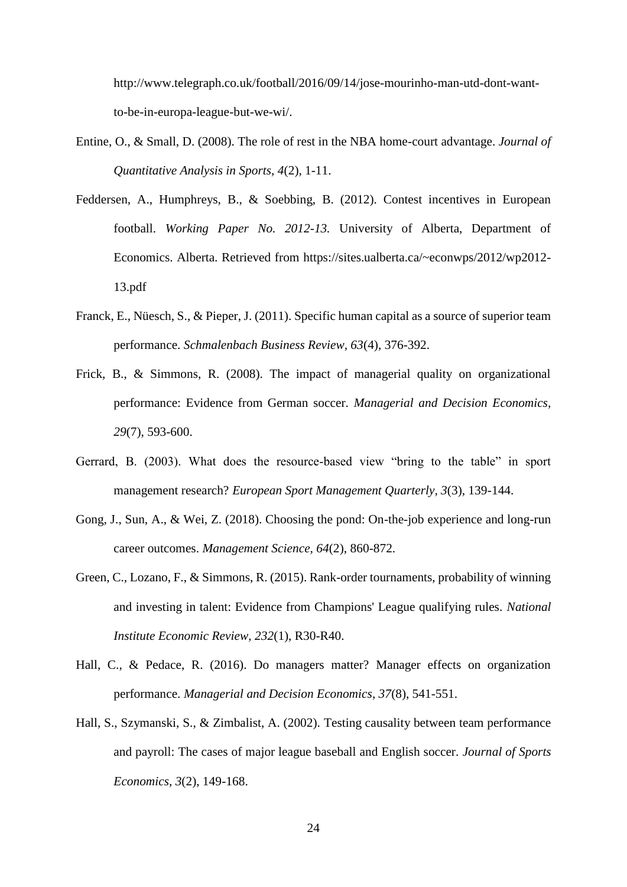http://www.telegraph.co.uk/football/2016/09/14/jose-mourinho-man-utd-dont-want-to-be-in-europa-league-but-we-wi/.

Entine, O., & Small, D. (2008). The role of rest in the NBA home-court advantage. *Journal of Quantitative Analysis in Sports*, *4*(2), 1-11.

Feddersen, A., Humphreys, B., & Soebbing, B. (2012). Contest incentives in European football. *Working Paper No. 2012-13.* University of Alberta, Department of Economics. Alberta. Retrieved from https://sites.ualberta.ca/~econwps/2012/wp2012-13.pdf

Franck, E., Nüesch, S., & Pieper, J. (2011). Specific human capital as a source of superior team performance. *Schmalenbach Business Review*, *63*(4), 376-392.

Frick, B., & Simmons, R. (2008). The impact of managerial quality on organizational performance: Evidence from German soccer. *Managerial and Decision Economics*, *29*(7), 593-600.

Gerrard, B. (2003). What does the resource-based view "bring to the table" in sport management research? *European Sport Management Quarterly*, *3*(3), 139-144.

Gong, J., Sun, A., & Wei, Z. (2018). Choosing the pond: On-the-job experience and long-run career outcomes. *Management Science*, *64*(2), 860-872.

Green, C., Lozano, F., & Simmons, R. (2015). Rank-order tournaments, probability of winning and investing in talent: Evidence from Champions' League qualifying rules. *National Institute Economic Review*, *232*(1), R30-R40.

Hall, C., & Pedace, R. (2016). Do managers matter? Manager effects on organization performance. *Managerial and Decision Economics*, *37*(8), 541-551.

Hall, S., Szymanski, S., & Zimbalist, A. (2002). Testing causality between team performance and payroll: The cases of major league baseball and English soccer. *Journal of Sports Economics*, *3*(2), 149-168.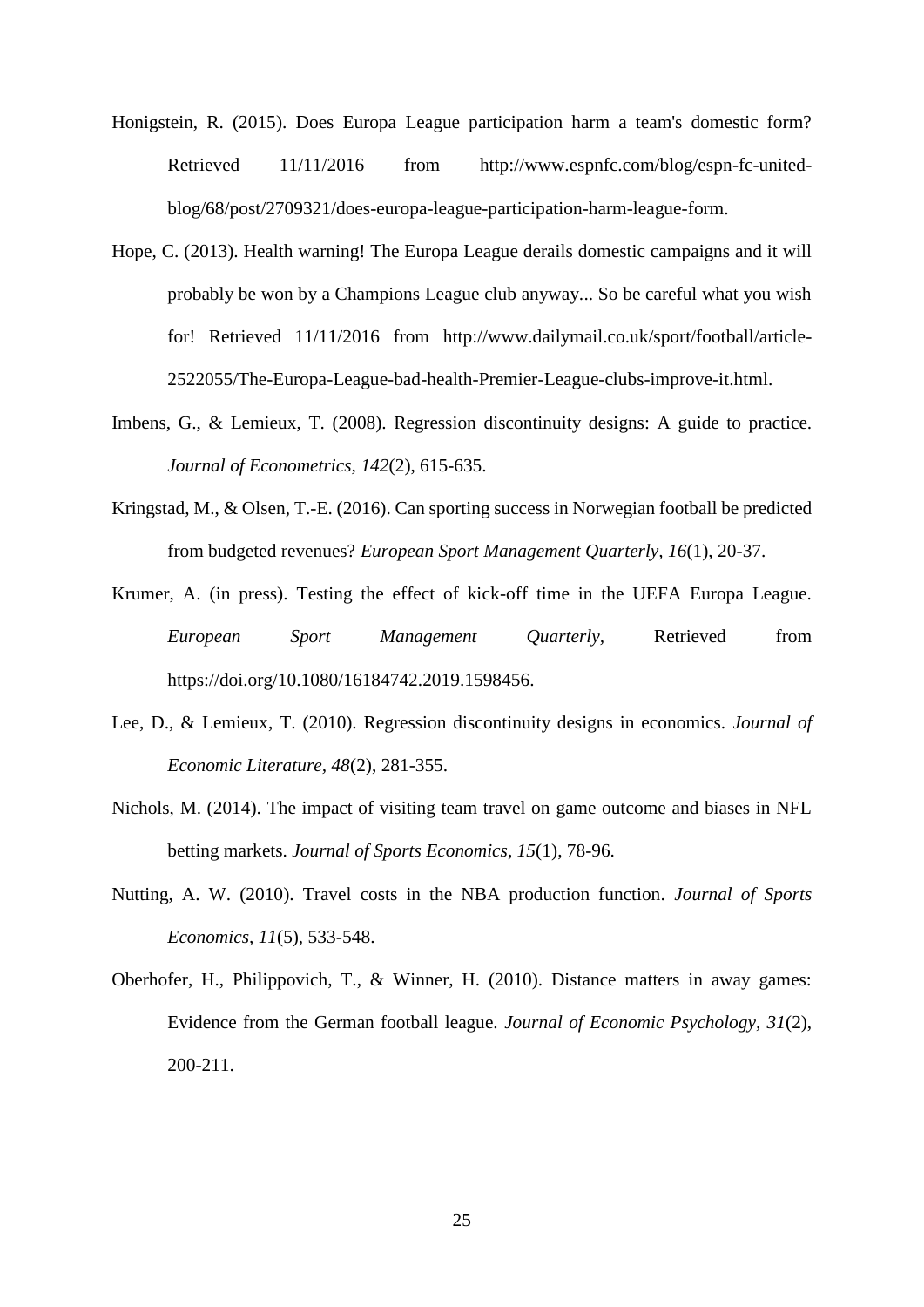Honigstein, R. (2015). Does Europa League participation harm a team's domestic form? Retrieved 11/11/2016 from http://www.espnfc.com/blog/espn-fc-united-blog/68/post/2709321/does-europa-league-participation-harm-league-form.

Hope, C. (2013). Health warning! The Europa League derails domestic campaigns and it will probably be won by a Champions League club anyway... So be careful what you wish for! Retrieved 11/11/2016 from http://www.dailymail.co.uk/sport/football/article-2522055/The-Europa-League-bad-health-Premier-League-clubs-improve-it.html.

Imbens, G., & Lemieux, T. (2008). Regression discontinuity designs: A guide to practice. *Journal of Econometrics, 142*(2), 615-635.

Kringstad, M., & Olsen, T.-E. (2016). Can sporting success in Norwegian football be predicted from budgeted revenues? *European Sport Management Quarterly, 16*(1), 20-37.

Krumer, A. (in press). Testing the effect of kick-off time in the UEFA Europa League. *European Sport Management Quarterly*, Retrieved from https://doi.org/10.1080/16184742.2019.1598456.

Lee, D., & Lemieux, T. (2010). Regression discontinuity designs in economics. *Journal of Economic Literature, 48*(2), 281-355.

Nichols, M. (2014). The impact of visiting team travel on game outcome and biases in NFL betting markets. *Journal of Sports Economics, 15*(1), 78-96.

Nutting, A. W. (2010). Travel costs in the NBA production function. *Journal of Sports Economics, 11*(5), 533-548.

Oberhofer, H., Philippovich, T., & Winner, H. (2010). Distance matters in away games: Evidence from the German football league. *Journal of Economic Psychology, 31*(2), 200-211.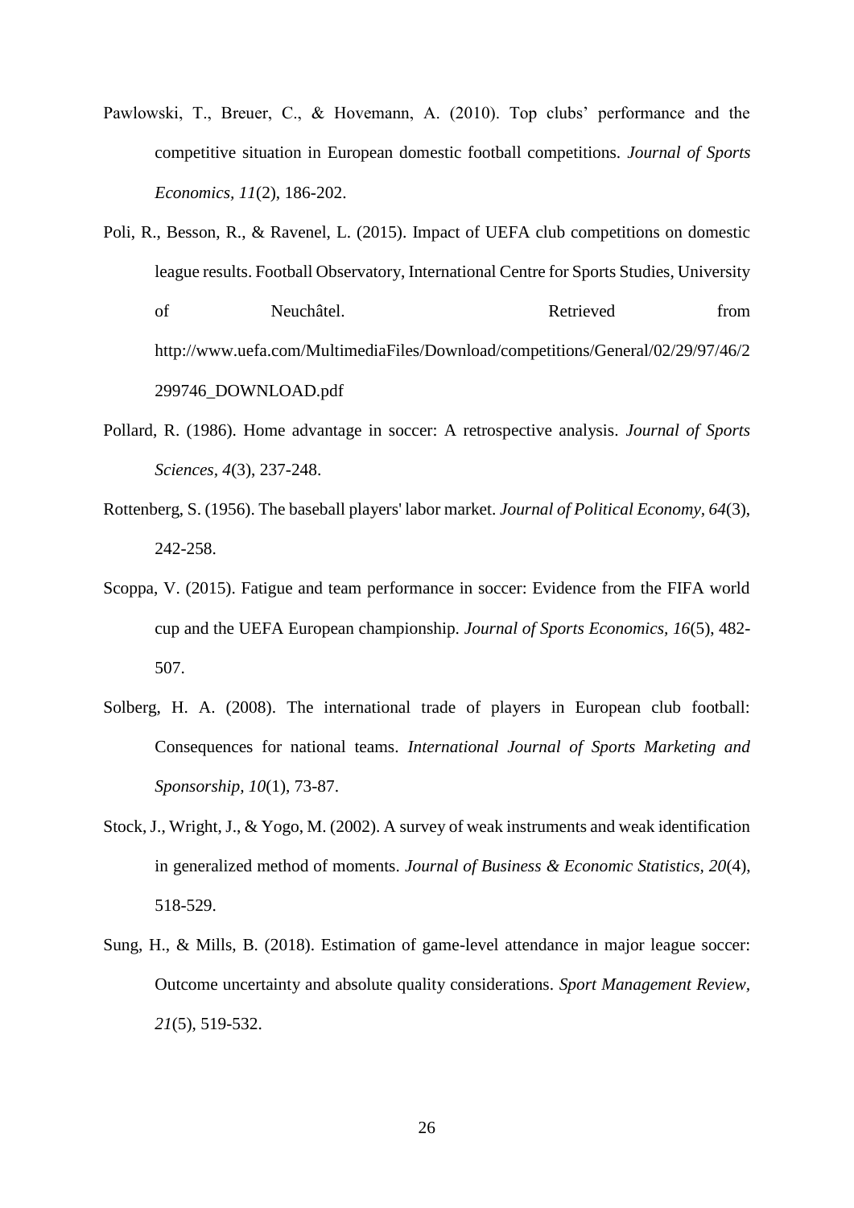Pawlowski, T., Breuer, C., & Hovemann, A. (2010). Top clubs' performance and the competitive situation in European domestic football competitions. *Journal of Sports Economics, 11*(2), 186-202.

Poli, R., Besson, R., & Ravenel, L. (2015). Impact of UEFA club competitions on domestic league results. Football Observatory, International Centre for Sports Studies, University of Neuchâtel. Retrieved from http://www.uefa.com/MultimediaFiles/Download/competitions/General/02/29/97/46/2299746_DOWNLOAD.pdf

Pollard, R. (1986). Home advantage in soccer: A retrospective analysis. *Journal of Sports Sciences, 4*(3), 237-248.

Rottenberg, S. (1956). The baseball players' labor market. *Journal of Political Economy, 64*(3), 242-258.

Scoppa, V. (2015). Fatigue and team performance in soccer: Evidence from the FIFA world cup and the UEFA European championship. *Journal of Sports Economics, 16*(5), 482-507.

Solberg, H. A. (2008). The international trade of players in European club football: Consequences for national teams. *International Journal of Sports Marketing and Sponsorship, 10*(1), 73-87.

Stock, J., Wright, J., & Yogo, M. (2002). A survey of weak instruments and weak identification in generalized method of moments. *Journal of Business & Economic Statistics, 20*(4), 518-529.

Sung, H., & Mills, B. (2018). Estimation of game-level attendance in major league soccer: Outcome uncertainty and absolute quality considerations. *Sport Management Review, 21*(5), 519-532.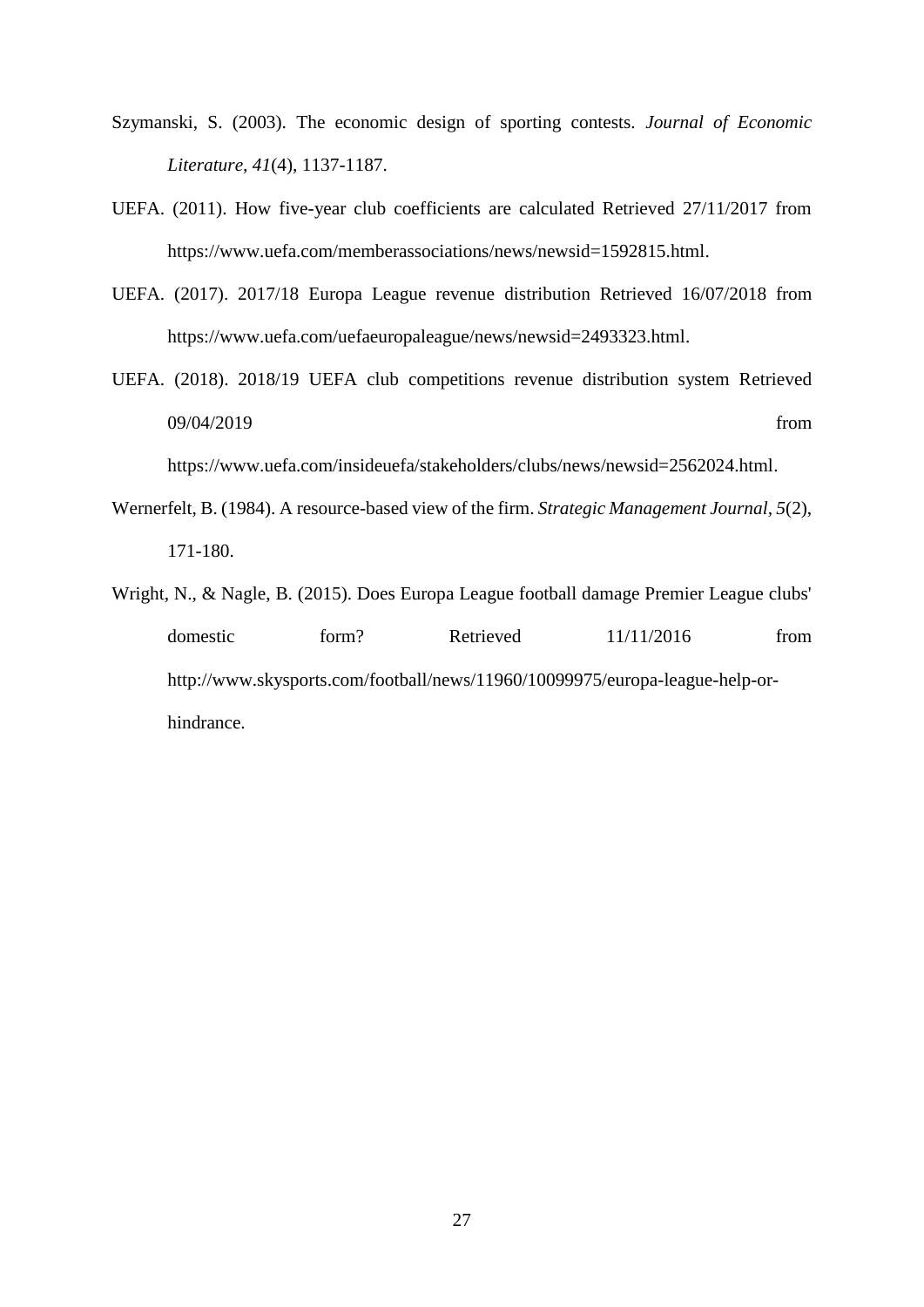Szymanski, S. (2003). The economic design of sporting contests. *Journal of Economic Literature, 41*(4), 1137-1187.

UEFA. (2011). How five-year club coefficients are calculated Retrieved 27/11/2017 from https://www.uefa.com/memberassociations/news/newsid=1592815.html.

UEFA. (2017). 2017/18 Europa League revenue distribution Retrieved 16/07/2018 from https://www.uefa.com/uefaeuropaleague/news/newsid=2493323.html.

UEFA. (2018). 2018/19 UEFA club competitions revenue distribution system Retrieved 09/04/2019 from https://www.uefa.com/insideuefa/stakeholders/clubs/news/newsid=2562024.html.

Wernerfelt, B. (1984). A resource-based view of the firm. *Strategic Management Journal, 5*(2), 171-180.

Wright, N., & Nagle, B. (2015). Does Europa League football damage Premier League clubs' domestic form? Retrieved 11/11/2016 from http://www.skysports.com/football/news/11960/10099975/europa-league-help-or-hindrance.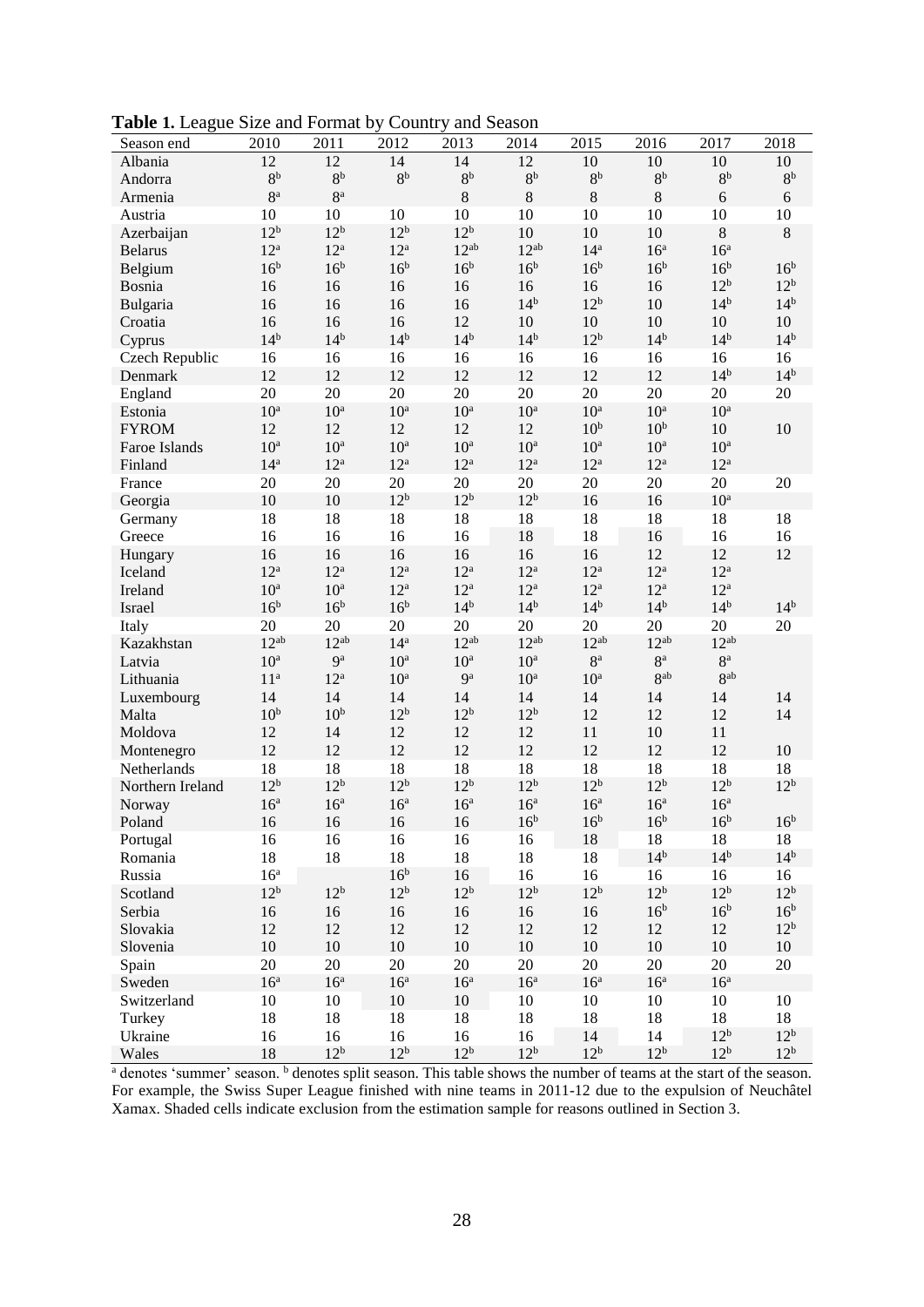**Table 1.** League Size and Format by Country and Season

| Season end | 2010 | 2011 | 2012 | 2013 | 2014 | 2015 | 2016 | 2017 | 2018 |
|---|---|---|---|---|---|---|---|---|---|
| Albania | 12 | 12 | 14 | 14 | 12 | 10 | 10 | 10 | 10 |
| Andorra | 8[b] | 8[b] | 8[b] | 8[b] | 8[b] | 8[b] | 8[b] | 8[b] | 8[b] |
| Armenia | 8[a] | 8[a] | | 8 | 8 | 8 | 8 | 6 | 6 |
| Austria | 10 | 10 | 10 | 10 | 10 | 10 | 10 | 10 | 10 |
| Azerbaijan | 12[b] | 12[b] | 12[b] | 12[b] | 10 | 10 | 10 | 8 | 8 |
| Belarus | 12[a] | 12[a] | 12[a] | 12[ab] | 12[ab] | 14[a] | 16[a] | 16[a] | |
| Belgium | 16[b] | 16[b] | 16[b] | 16[b] | 16[b] | 16[b] | 16[b] | 16[b] | 16[b] |
| Bosnia | 16 | 16 | 16 | 16 | 16 | 16 | 16 | 12[b] | 12[b] |
| Bulgaria | 16 | 16 | 16 | 16 | 14[b] | 12[b] | 10 | 14[b] | 14[b] |
| Croatia | 16 | 16 | 16 | 12 | 10 | 10 | 10 | 10 | 10 |
| Cyprus | 14[b] | 14[b] | 14[b] | 14[b] | 14[b] | 12[b] | 14[b] | 14[b] | 14[b] |
| Czech Republic | 16 | 16 | 16 | 16 | 16 | 16 | 16 | 16 | 16 |
| Denmark | 12 | 12 | 12 | 12 | 12 | 12 | 12 | 14[b] | 14[b] |
| England | 20 | 20 | 20 | 20 | 20 | 20 | 20 | 20 | 20 |
| Estonia | 10[a] | 10[a] | 10[a] | 10[a] | 10[a] | 10[a] | 10[a] | 10[a] | |
| FYROM | 12 | 12 | 12 | 12 | 12 | 10[b] | 10[b] | 10 | 10 |
| Faroe Islands | 10[a] | 10[a] | 10[a] | 10[a] | 10[a] | 10[a] | 10[a] | 10[a] | |
| Finland | 14[a] | 12[a] | 12[a] | 12[a] | 12[a] | 12[a] | 12[a] | 12[a] | |
| France | 20 | 20 | 20 | 20 | 20 | 20 | 20 | 20 | 20 |
| Georgia | 10 | 10 | 12[b] | 12[b] | 12[b] | 16 | 16 | 10[a] | |
| Germany | 18 | 18 | 18 | 18 | 18 | 18 | 18 | 18 | 18 |
| Greece | 16 | 16 | 16 | 16 | 18 | 18 | 16 | 16 | 16 |
| Hungary | 16 | 16 | 16 | 16 | 16 | 16 | 12 | 12 | 12 |
| Iceland | 12[a] | 12[a] | 12[a] | 12[a] | 12[a] | 12[a] | 12[a] | 12[a] | |
| Ireland | 10[a] | 10[a] | 12[a] | 12[a] | 12[a] | 12[a] | 12[a] | 12[a] | |
| Israel | 16[b] | 16[b] | 16[b] | 14[b] | 14[b] | 14[b] | 14[b] | 14[b] | 14[b] |
| Italy | 20 | 20 | 20 | 20 | 20 | 20 | 20 | 20 | 20 |
| Kazakhstan | 12[ab] | 12[ab] | 14[a] | 12[ab] | 12[ab] | 12[ab] | 12[ab] | 12[ab] | |
| Latvia | 10[a] | 9[a] | 10[a] | 10[a] | 10[a] | 8[a] | 8[a] | 8[a] | |
| Lithuania | 11[a] | 12[a] | 10[a] | 9[a] | 10[a] | 10[a] | 8[ab] | 8[ab] | |
| Luxembourg | 14 | 14 | 14 | 14 | 14 | 14 | 14 | 14 | 14 |
| Malta | 10[b] | 10[b] | 12[b] | 12[b] | 12[b] | 12 | 12 | 12 | 14 |
| Moldova | 12 | 14 | 12 | 12 | 12 | 11 | 10 | 11 | |
| Montenegro | 12 | 12 | 12 | 12 | 12 | 12 | 12 | 12 | 10 |
| Netherlands | 18 | 18 | 18 | 18 | 18 | 18 | 18 | 18 | 18 |
| Northern Ireland | 12[b] | 12[b] | 12[b] | 12[b] | 12[b] | 12[b] | 12[b] | 12[b] | 12[b] |
| Norway | 16[a] | 16[a] | 16[a] | 16[a] | 16[a] | 16[a] | 16[a] | 16[a] | |
| Poland | 16 | 16 | 16 | 16 | 16[b] | 16[b] | 16[b] | 16[b] | 16[b] |
| Portugal | 16 | 16 | 16 | 16 | 16 | 18 | 18 | 18 | 18 |
| Romania | 18 | 18 | 18 | 18 | 18 | 18 | 14[b] | 14[b] | 14[b] |
| Russia | 16[a] | | 16[b] | 16 | 16 | 16 | 16 | 16 | 16 |
| Scotland | 12[b] | 12[b] | 12[b] | 12[b] | 12[b] | 12[b] | 12[b] | 12[b] | 12[b] |
| Serbia | 16 | 16 | 16 | 16 | 16 | 16 | 16[b] | 16[b] | 16[b] |
| Slovakia | 12 | 12 | 12 | 12 | 12 | 12 | 12 | 12 | 12[b] |
| Slovenia | 10 | 10 | 10 | 10 | 10 | 10 | 10 | 10 | 10 |
| Spain | 20 | 20 | 20 | 20 | 20 | 20 | 20 | 20 | 20 |
| Sweden | 16[a] | 16[a] | 16[a] | 16[a] | 16[a] | 16[a] | 16[a] | 16[a] | |
| Switzerland | 10 | 10 | 10 | 10 | 10 | 10 | 10 | 10 | 10 |
| Turkey | 18 | 18 | 18 | 18 | 18 | 18 | 18 | 18 | 18 |
| Ukraine | 16 | 16 | 16 | 16 | 16 | 14 | 14 | 12[b] | 12[b] |
| Wales | 18 | 12[b] | 12[b] | 12[b] | 12[b] | 12[b] | 12[b] | 12[b] | 12[b] |

[a] denotes 'summer' season. [b] denotes split season. This table shows the number of teams at the start of the season. For example, the Swiss Super League finished with nine teams in 2011-12 due to the expulsion of Neuchâtel Xamax. Shaded cells indicate exclusion from the estimation sample for reasons outlined in Section 3.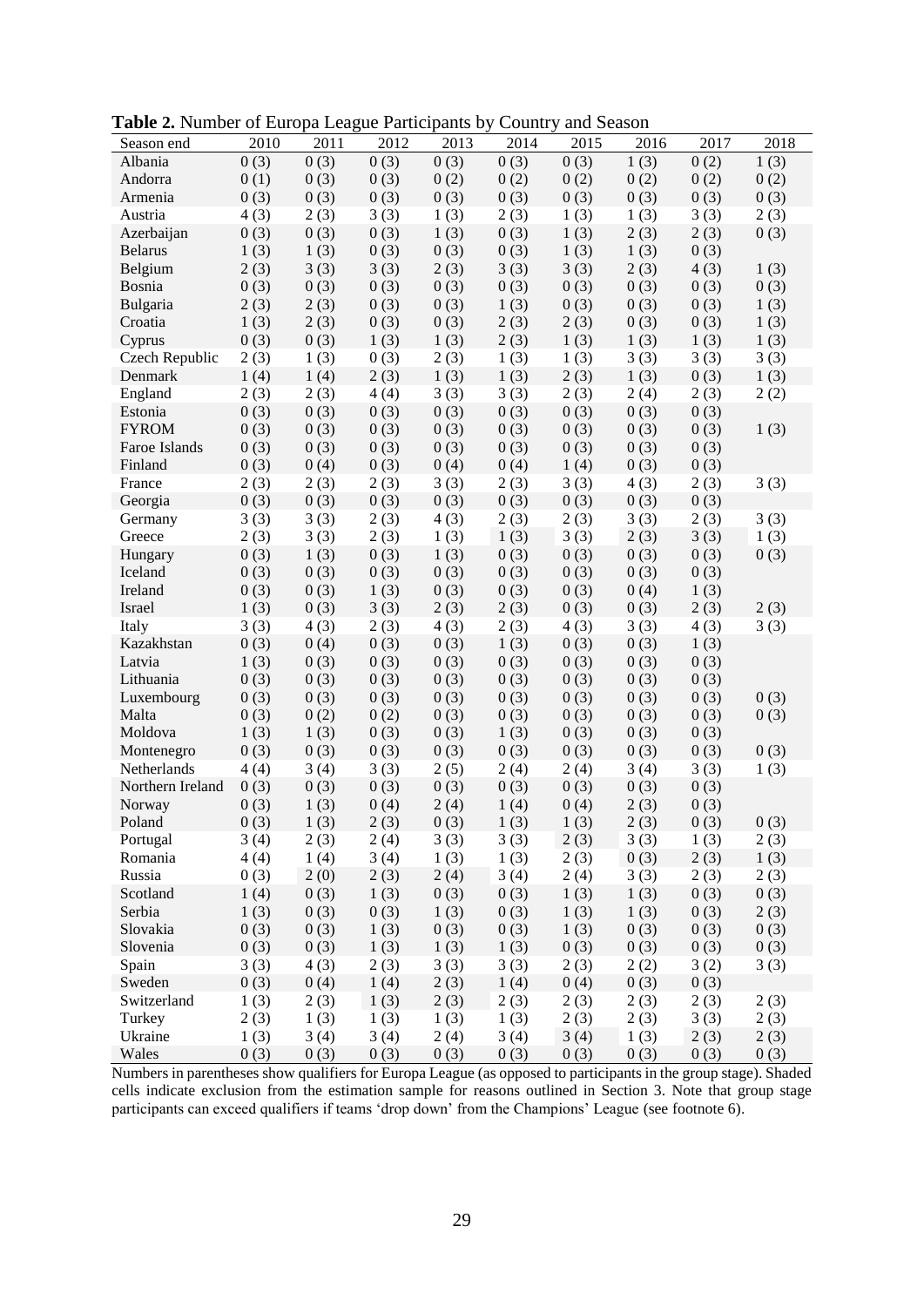**Table 2.** Number of Europa League Participants by Country and Season

| Season end | 2010 | 2011 | 2012 | 2013 | 2014 | 2015 | 2016 | 2017 | 2018 |
|---|---|---|---|---|---|---|---|---|---|
| Albania | 0 (3) | 0 (3) | 0 (3) | 0 (3) | 0 (3) | 0 (3) | 1 (3) | 0 (2) | 1 (3) |
| Andorra | 0 (1) | 0 (3) | 0 (3) | 0 (2) | 0 (2) | 0 (2) | 0 (2) | 0 (2) | 0 (2) |
| Armenia | 0 (3) | 0 (3) | 0 (3) | 0 (3) | 0 (3) | 0 (3) | 0 (3) | 0 (3) | 0 (3) |
| Austria | 4 (3) | 2 (3) | 3 (3) | 1 (3) | 2 (3) | 1 (3) | 1 (3) | 3 (3) | 2 (3) |
| Azerbaijan | 0 (3) | 0 (3) | 0 (3) | 1 (3) | 0 (3) | 1 (3) | 2 (3) | 2 (3) | 0 (3) |
| Belarus | 1 (3) | 1 (3) | 0 (3) | 0 (3) | 0 (3) | 1 (3) | 1 (3) | 0 (3) | |
| Belgium | 2 (3) | 3 (3) | 3 (3) | 2 (3) | 3 (3) | 3 (3) | 2 (3) | 4 (3) | 1 (3) |
| Bosnia | 0 (3) | 0 (3) | 0 (3) | 0 (3) | 0 (3) | 0 (3) | 0 (3) | 0 (3) | 0 (3) |
| Bulgaria | 2 (3) | 2 (3) | 0 (3) | 0 (3) | 1 (3) | 0 (3) | 0 (3) | 0 (3) | 1 (3) |
| Croatia | 1 (3) | 2 (3) | 0 (3) | 0 (3) | 2 (3) | 2 (3) | 0 (3) | 0 (3) | 1 (3) |
| Cyprus | 0 (3) | 0 (3) | 1 (3) | 1 (3) | 2 (3) | 1 (3) | 1 (3) | 1 (3) | 1 (3) |
| Czech Republic | 2 (3) | 1 (3) | 0 (3) | 2 (3) | 1 (3) | 1 (3) | 3 (3) | 3 (3) | 3 (3) |
| Denmark | 1 (4) | 1 (4) | 2 (3) | 1 (3) | 1 (3) | 2 (3) | 1 (3) | 0 (3) | 1 (3) |
| England | 2 (3) | 2 (3) | 4 (4) | 3 (3) | 3 (3) | 2 (3) | 2 (4) | 2 (3) | 2 (2) |
| Estonia | 0 (3) | 0 (3) | 0 (3) | 0 (3) | 0 (3) | 0 (3) | 0 (3) | 0 (3) | |
| FYROM | 0 (3) | 0 (3) | 0 (3) | 0 (3) | 0 (3) | 0 (3) | 0 (3) | 0 (3) | 1 (3) |
| Faroe Islands | 0 (3) | 0 (3) | 0 (3) | 0 (3) | 0 (3) | 0 (3) | 0 (3) | 0 (3) | |
| Finland | 0 (3) | 0 (4) | 0 (3) | 0 (4) | 0 (4) | 1 (4) | 0 (3) | 0 (3) | |
| France | 2 (3) | 2 (3) | 2 (3) | 3 (3) | 2 (3) | 3 (3) | 4 (3) | 2 (3) | 3 (3) |
| Georgia | 0 (3) | 0 (3) | 0 (3) | 0 (3) | 0 (3) | 0 (3) | 0 (3) | 0 (3) | |
| Germany | 3 (3) | 3 (3) | 2 (3) | 4 (3) | 2 (3) | 2 (3) | 3 (3) | 2 (3) | 3 (3) |
| Greece | 2 (3) | 3 (3) | 2 (3) | 1 (3) | 1 (3) | 3 (3) | 2 (3) | 3 (3) | 1 (3) |
| Hungary | 0 (3) | 1 (3) | 0 (3) | 1 (3) | 0 (3) | 0 (3) | 0 (3) | 0 (3) | 0 (3) |
| Iceland | 0 (3) | 0 (3) | 0 (3) | 0 (3) | 0 (3) | 0 (3) | 0 (3) | 0 (3) | |
| Ireland | 0 (3) | 0 (3) | 1 (3) | 0 (3) | 0 (3) | 0 (3) | 0 (4) | 1 (3) | |
| Israel | 1 (3) | 0 (3) | 3 (3) | 2 (3) | 2 (3) | 0 (3) | 0 (3) | 2 (3) | 2 (3) |
| Italy | 3 (3) | 4 (3) | 2 (3) | 4 (3) | 2 (3) | 4 (3) | 3 (3) | 4 (3) | 3 (3) |
| Kazakhstan | 0 (3) | 0 (4) | 0 (3) | 0 (3) | 1 (3) | 0 (3) | 0 (3) | 1 (3) | |
| Latvia | 1 (3) | 0 (3) | 0 (3) | 0 (3) | 0 (3) | 0 (3) | 0 (3) | 0 (3) | |
| Lithuania | 0 (3) | 0 (3) | 0 (3) | 0 (3) | 0 (3) | 0 (3) | 0 (3) | 0 (3) | |
| Luxembourg | 0 (3) | 0 (3) | 0 (3) | 0 (3) | 0 (3) | 0 (3) | 0 (3) | 0 (3) | 0 (3) |
| Malta | 0 (3) | 0 (2) | 0 (2) | 0 (3) | 0 (3) | 0 (3) | 0 (3) | 0 (3) | 0 (3) |
| Moldova | 1 (3) | 1 (3) | 0 (3) | 0 (3) | 1 (3) | 0 (3) | 0 (3) | 0 (3) | |
| Montenegro | 0 (3) | 0 (3) | 0 (3) | 0 (3) | 0 (3) | 0 (3) | 0 (3) | 0 (3) | 0 (3) |
| Netherlands | 4 (4) | 3 (4) | 3 (3) | 2 (5) | 2 (4) | 2 (4) | 3 (4) | 3 (3) | 1 (3) |
| Northern Ireland | 0 (3) | 0 (3) | 0 (3) | 0 (3) | 0 (3) | 0 (3) | 0 (3) | 0 (3) | |
| Norway | 0 (3) | 1 (3) | 0 (4) | 2 (4) | 1 (4) | 0 (4) | 2 (3) | 0 (3) | |
| Poland | 0 (3) | 1 (3) | 2 (3) | 0 (3) | 1 (3) | 1 (3) | 2 (3) | 0 (3) | 0 (3) |
| Portugal | 3 (4) | 2 (3) | 2 (4) | 3 (3) | 3 (3) | 2 (3) | 3 (3) | 1 (3) | 2 (3) |
| Romania | 4 (4) | 1 (4) | 3 (4) | 1 (3) | 1 (3) | 2 (3) | 0 (3) | 2 (3) | 1 (3) |
| Russia | 0 (3) | 2 (0) | 2 (3) | 2 (4) | 3 (4) | 2 (4) | 3 (3) | 2 (3) | 2 (3) |
| Scotland | 1 (4) | 0 (3) | 1 (3) | 0 (3) | 0 (3) | 1 (3) | 1 (3) | 0 (3) | 0 (3) |
| Serbia | 1 (3) | 0 (3) | 0 (3) | 1 (3) | 0 (3) | 1 (3) | 1 (3) | 0 (3) | 2 (3) |
| Slovakia | 0 (3) | 0 (3) | 1 (3) | 0 (3) | 0 (3) | 1 (3) | 0 (3) | 0 (3) | 0 (3) |
| Slovenia | 0 (3) | 0 (3) | 1 (3) | 1 (3) | 1 (3) | 0 (3) | 0 (3) | 0 (3) | 0 (3) |
| Spain | 3 (3) | 4 (3) | 2 (3) | 3 (3) | 3 (3) | 2 (3) | 2 (2) | 3 (2) | 3 (3) |
| Sweden | 0 (3) | 0 (4) | 1 (4) | 2 (3) | 1 (4) | 0 (4) | 0 (3) | 0 (3) | |
| Switzerland | 1 (3) | 2 (3) | 1 (3) | 2 (3) | 2 (3) | 2 (3) | 2 (3) | 2 (3) | 2 (3) |
| Turkey | 2 (3) | 1 (3) | 1 (3) | 1 (3) | 1 (3) | 2 (3) | 2 (3) | 3 (3) | 2 (3) |
| Ukraine | 1 (3) | 3 (4) | 3 (4) | 2 (4) | 3 (4) | 3 (4) | 1 (3) | 2 (3) | 2 (3) |
| Wales | 0 (3) | 0 (3) | 0 (3) | 0 (3) | 0 (3) | 0 (3) | 0 (3) | 0 (3) | 0 (3) |

Numbers in parentheses show qualifiers for Europa League (as opposed to participants in the group stage). Shaded cells indicate exclusion from the estimation sample for reasons outlined in Section 3. Note that group stage participants can exceed qualifiers if teams 'drop down' from the Champions' League (see footnote 6).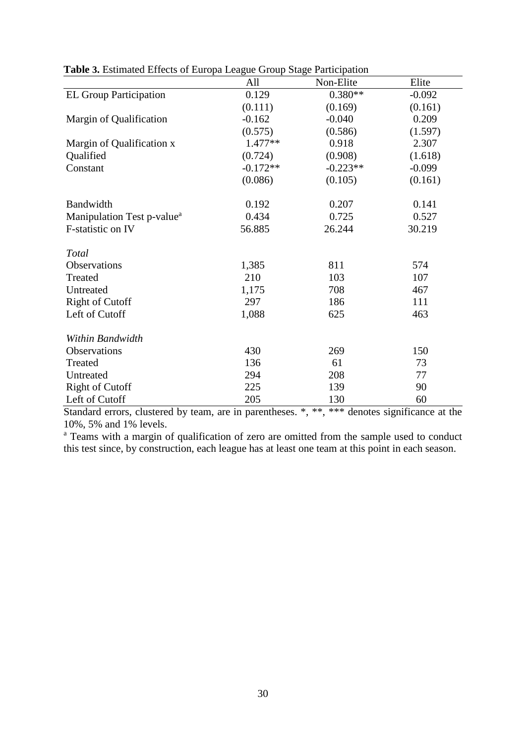**Table 3.** Estimated Effects of Europa League Group Stage Participation

| | All | Non-Elite | Elite |
|---|---|---|---|
| EL Group Participation | 0.129 | 0.380** | -0.092 |
| | (0.111) | (0.169) | (0.161) |
| Margin of Qualification | -0.162 | -0.040 | 0.209 |
| | (0.575) | (0.586) | (1.597) |
| Margin of Qualification x Qualified | 1.477** | 0.918 | 2.307 |
| | (0.724) | (0.908) | (1.618) |
| Constant | -0.172** | -0.223** | -0.099 |
| | (0.086) | (0.105) | (0.161) |
| | | | |
| Bandwidth | 0.192 | 0.207 | 0.141 |
| Manipulation Test p-value[a] | 0.434 | 0.725 | 0.527 |
| F-statistic on IV | 56.885 | 26.244 | 30.219 |
| | | | |
| *Total* | | | |
| Observations | 1,385 | 811 | 574 |
| Treated | 210 | 103 | 107 |
| Untreated | 1,175 | 708 | 467 |
| Right of Cutoff | 297 | 186 | 111 |
| Left of Cutoff | 1,088 | 625 | 463 |
| | | | |
| *Within Bandwidth* | | | |
| Observations | 430 | 269 | 150 |
| Treated | 136 | 61 | 73 |
| Untreated | 294 | 208 | 77 |
| Right of Cutoff | 225 | 139 | 90 |
| Left of Cutoff | 205 | 130 | 60 |

Standard errors, clustered by team, are in parentheses. *, **, *** denotes significance at the 10%, 5% and 1% levels.

[a] Teams with a margin of qualification of zero are omitted from the sample used to conduct this test since, by construction, each league has at least one team at this point in each season.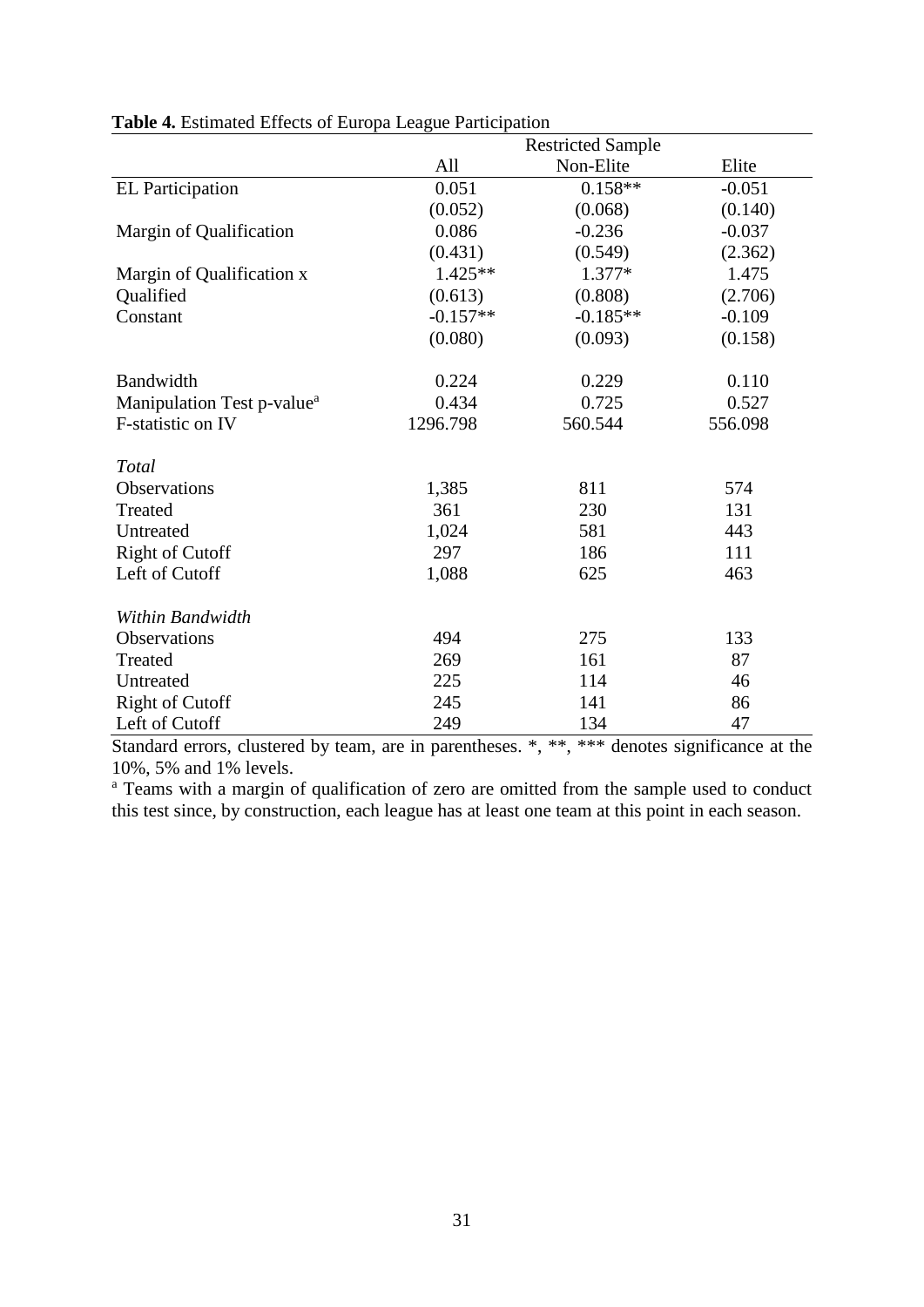**Table 4.** Estimated Effects of Europa League Participation

| | Restricted Sample | | |
|---|---|---|---|
| | All | Non-Elite | Elite |
| EL Participation | 0.051 | 0.158** | -0.051 |
| | (0.052) | (0.068) | (0.140) |
| Margin of Qualification | 0.086 | -0.236 | -0.037 |
| | (0.431) | (0.549) | (2.362) |
| Margin of Qualification x Qualified | 1.425** | 1.377* | 1.475 |
| | (0.613) | (0.808) | (2.706) |
| Constant | -0.157** | -0.185** | -0.109 |
| | (0.080) | (0.093) | (0.158) |
| | | | |
| Bandwidth | 0.224 | 0.229 | 0.110 |
| Manipulation Test p-value[a] | 0.434 | 0.725 | 0.527 |
| F-statistic on IV | 1296.798 | 560.544 | 556.098 |
| | | | |
| *Total* | | | |
| Observations | 1,385 | 811 | 574 |
| Treated | 361 | 230 | 131 |
| Untreated | 1,024 | 581 | 443 |
| Right of Cutoff | 297 | 186 | 111 |
| Left of Cutoff | 1,088 | 625 | 463 |
| | | | |
| *Within Bandwidth* | | | |
| Observations | 494 | 275 | 133 |
| Treated | 269 | 161 | 87 |
| Untreated | 225 | 114 | 46 |
| Right of Cutoff | 245 | 141 | 86 |
| Left of Cutoff | 249 | 134 | 47 |

Standard errors, clustered by team, are in parentheses. *, **, *** denotes significance at the 10%, 5% and 1% levels.

[a] Teams with a margin of qualification of zero are omitted from the sample used to conduct this test since, by construction, each league has at least one team at this point in each season.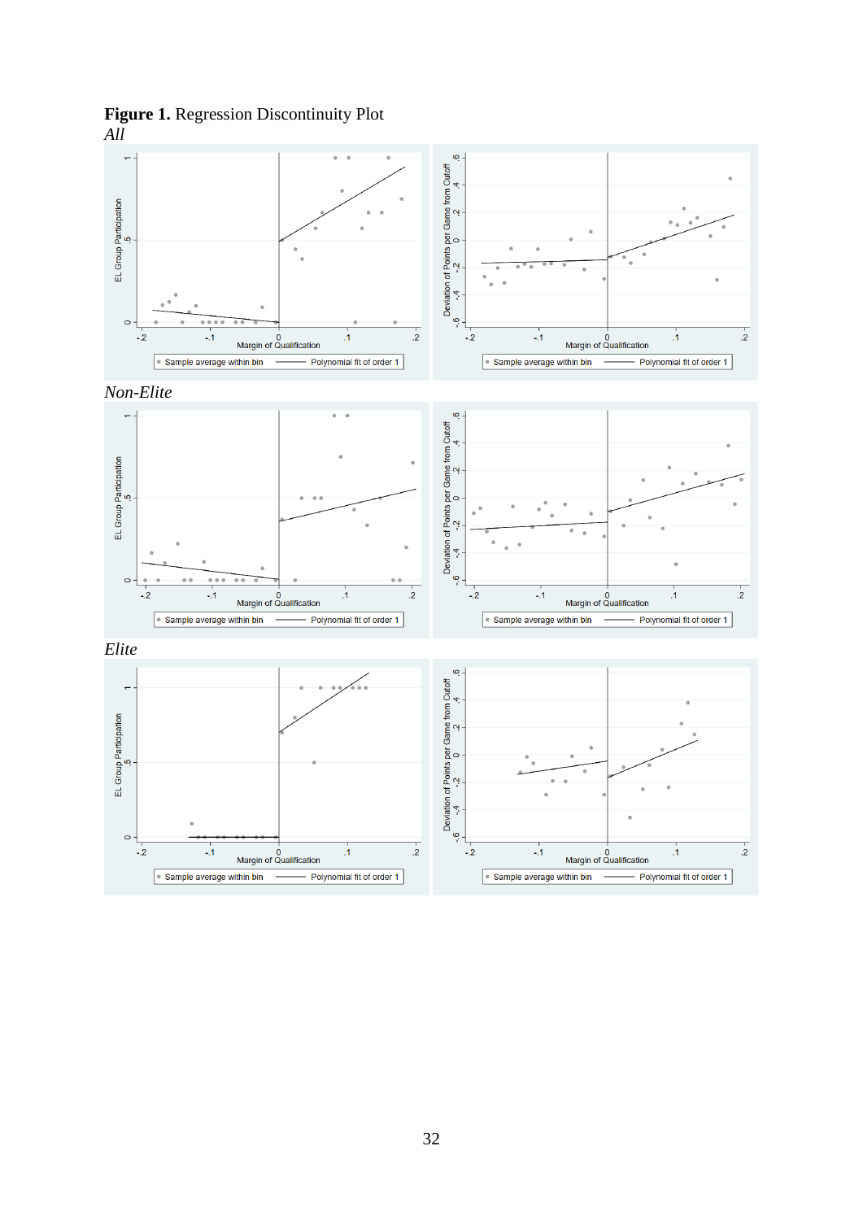**Figure 1.** Regression Discontinuity Plot

*All*

EL Group Participation
0
.5
1
-.2
-.1
0
.1
.2
Margin of Qualification
Sample average within bin
Polynomial fit of order 1

Deviation of Points per Game from Cutoff
-.6
-.4
-.2
0
.2
.4
.6
-.2
-.1
0
.1
.2
Margin of Qualification
Sample average within bin
Polynomial fit of order 1

*Non-Elite*

EL Group Participation
0
.5
1
-.2
-.1
0
.1
.2
Margin of Qualification
Sample average within bin
Polynomial fit of order 1

Deviation of Points per Game from Cutoff
-.6
-.4
-.2
0
.2
.4
.6
-.2
-.1
0
.1
.2
Margin of Qualification
Sample average within bin
Polynomial fit of order 1

*Elite*

EL Group Participation
0
.5
1
-.2
-.1
0
.1
.2
Margin of Qualification
Sample average within bin
Polynomial fit of order 1

Deviation of Points per Game from Cutoff
-.6
-.4
-.2
0
.2
.4
.6
-.2
-.1
0
.1
.2
Margin of Qualification
Sample average within bin
Polynomial fit of order 1